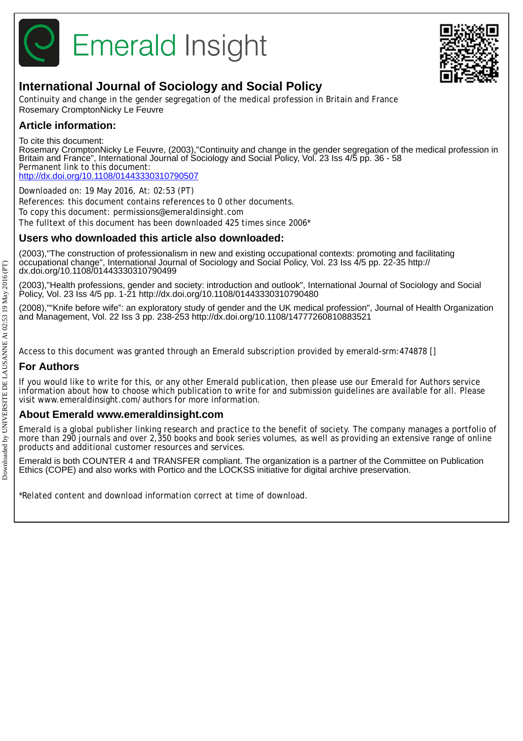# Emerald Insight

## International Journal of Sociology and Social Policy

Continuity and change in the gender segregation of the medical profession in Britain and France
Rosemary CromptonNicky Le Feuvre

## Article information:

To cite this document:
Rosemary CromptonNicky Le Feuvre, (2003),"Continuity and change in the gender segregation of the medical profession in Britain and France", International Journal of Sociology and Social Policy, Vol. 23 Iss 4/5 pp. 36 - 58
Permanent link to this document:
http://dx.doi.org/10.1108/01443330310790507

Downloaded on: 19 May 2016, At: 02:53 (PT)
References: this document contains references to 0 other documents.
To copy this document: permissions@emeraldinsight.com
The fulltext of this document has been downloaded 425 times since 2006*

## Users who downloaded this article also downloaded:

(2003),"The construction of professionalism in new and existing occupational contexts: promoting and facilitating occupational change", International Journal of Sociology and Social Policy, Vol. 23 Iss 4/5 pp. 22-35 http://dx.doi.org/10.1108/01443330310790499

(2003),"Health professions, gender and society: introduction and outlook", International Journal of Sociology and Social Policy, Vol. 23 Iss 4/5 pp. 1-21 http://dx.doi.org/10.1108/01443330310790480

(2008),""Knife before wife": an exploratory study of gender and the UK medical profession", Journal of Health Organization and Management, Vol. 22 Iss 3 pp. 238-253 http://dx.doi.org/10.1108/14777260810883521

Access to this document was granted through an Emerald subscription provided by emerald-srm:474878 []

## For Authors

If you would like to write for this, or any other Emerald publication, then please use our Emerald for Authors service information about how to choose which publication to write for and submission guidelines are available for all. Please visit www.emeraldinsight.com/authors for more information.

## About Emerald www.emeraldinsight.com

Emerald is a global publisher linking research and practice to the benefit of society. The company manages a portfolio of more than 290 journals and over 2,350 books and book series volumes, as well as providing an extensive range of online products and additional customer resources and services.

Emerald is both COUNTER 4 and TRANSFER compliant. The organization is a partner of the Committee on Publication Ethics (COPE) and also works with Portico and the LOCKSS initiative for digital archive preservation.

*Related content and download information correct at time of download.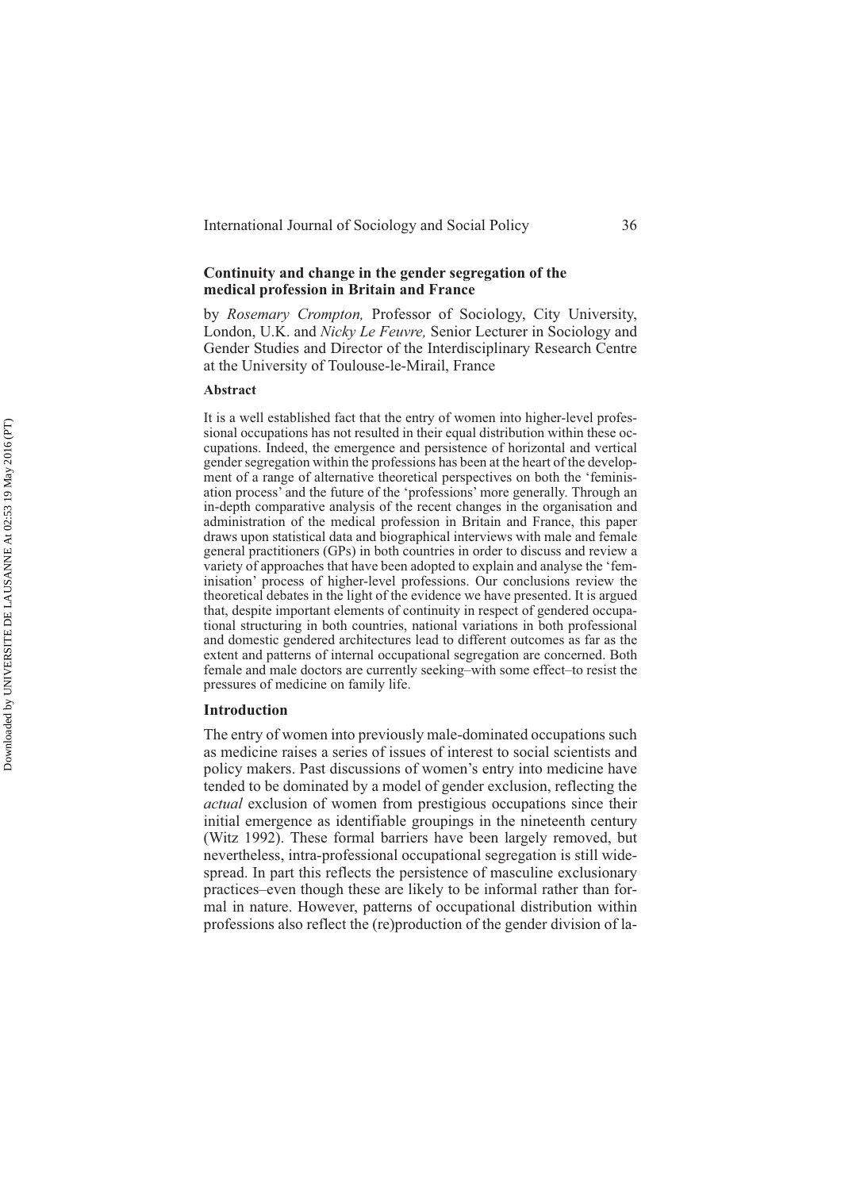## Continuity and change in the gender segregation of the medical profession in Britain and France

by *Rosemary Crompton,* Professor of Sociology, City University, London, U.K. and *Nicky Le Feuvre,* Senior Lecturer in Sociology and Gender Studies and Director of the Interdisciplinary Research Centre at the University of Toulouse-le-Mirail, France

### Abstract

It is a well established fact that the entry of women into higher-level professional occupations has not resulted in their equal distribution within these occupations. Indeed, the emergence and persistence of horizontal and vertical gender segregation within the professions has been at the heart of the development of a range of alternative theoretical perspectives on both the 'feminisation process' and the future of the 'professions' more generally. Through an in-depth comparative analysis of the recent changes in the organisation and administration of the medical profession in Britain and France, this paper draws upon statistical data and biographical interviews with male and female general practitioners (GPs) in both countries in order to discuss and review a variety of approaches that have been adopted to explain and analyse the 'feminisation' process of higher-level professions. Our conclusions review the theoretical debates in the light of the evidence we have presented. It is argued that, despite important elements of continuity in respect of gendered occupational structuring in both countries, national variations in both professional and domestic gendered architectures lead to different outcomes as far as the extent and patterns of internal occupational segregation are concerned. Both female and male doctors are currently seeking–with some effect–to resist the pressures of medicine on family life.

### Introduction

The entry of women into previously male-dominated occupations such as medicine raises a series of issues of interest to social scientists and policy makers. Past discussions of women's entry into medicine have tended to be dominated by a model of gender exclusion, reflecting the *actual* exclusion of women from prestigious occupations since their initial emergence as identifiable groupings in the nineteenth century (Witz 1992). These formal barriers have been largely removed, but nevertheless, intra-professional occupational segregation is still widespread. In part this reflects the persistence of masculine exclusionary practices–even though these are likely to be informal rather than formal in nature. However, patterns of occupational distribution within professions also reflect the (re)production of the gender division of la-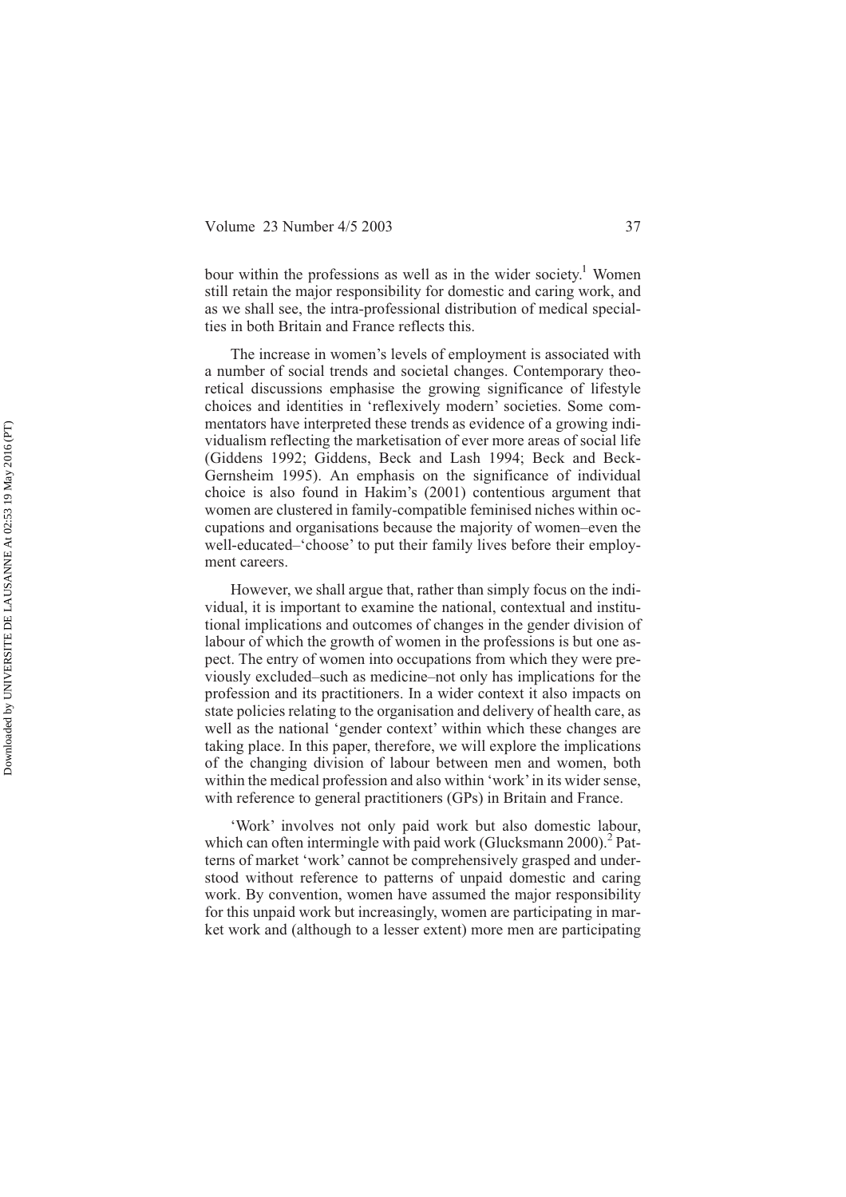bour within the professions as well as in the wider society.[1] Women still retain the major responsibility for domestic and caring work, and as we shall see, the intra-professional distribution of medical specialties in both Britain and France reflects this.

The increase in women's levels of employment is associated with a number of social trends and societal changes. Contemporary theoretical discussions emphasise the growing significance of lifestyle choices and identities in 'reflexively modern' societies. Some commentators have interpreted these trends as evidence of a growing individualism reflecting the marketisation of ever more areas of social life (Giddens 1992; Giddens, Beck and Lash 1994; Beck and Beck-Gernsheim 1995). An emphasis on the significance of individual choice is also found in Hakim's (2001) contentious argument that women are clustered in family-compatible feminised niches within occupations and organisations because the majority of women–even the well-educated–'choose' to put their family lives before their employment careers.

However, we shall argue that, rather than simply focus on the individual, it is important to examine the national, contextual and institutional implications and outcomes of changes in the gender division of labour of which the growth of women in the professions is but one aspect. The entry of women into occupations from which they were previously excluded–such as medicine–not only has implications for the profession and its practitioners. In a wider context it also impacts on state policies relating to the organisation and delivery of health care, as well as the national 'gender context' within which these changes are taking place. In this paper, therefore, we will explore the implications of the changing division of labour between men and women, both within the medical profession and also within 'work' in its wider sense, with reference to general practitioners (GPs) in Britain and France.

'Work' involves not only paid work but also domestic labour, which can often intermingle with paid work (Glucksmann 2000).[2] Patterns of market 'work' cannot be comprehensively grasped and understood without reference to patterns of unpaid domestic and caring work. By convention, women have assumed the major responsibility for this unpaid work but increasingly, women are participating in market work and (although to a lesser extent) more men are participating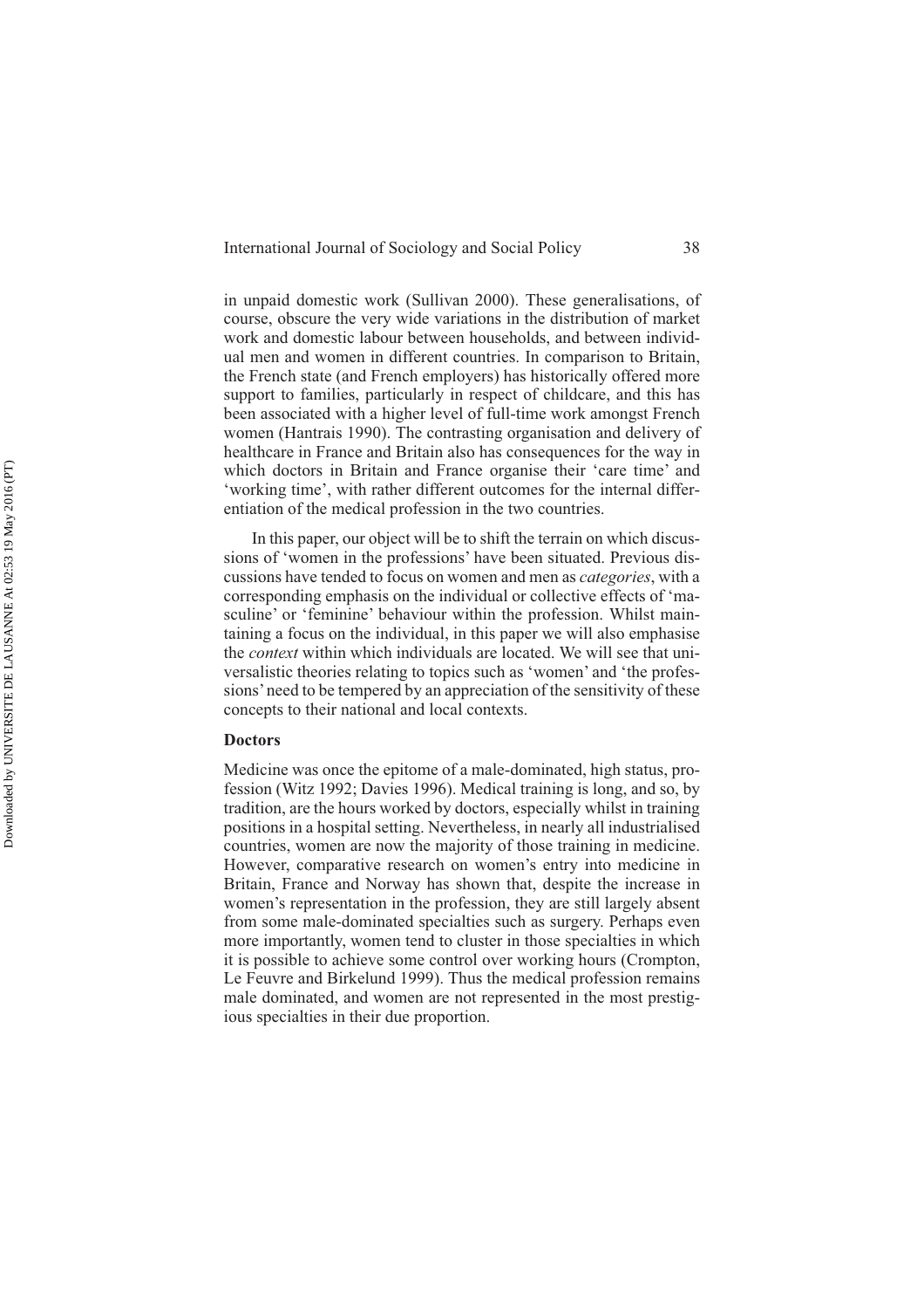in unpaid domestic work (Sullivan 2000). These generalisations, of course, obscure the very wide variations in the distribution of market work and domestic labour between households, and between individual men and women in different countries. In comparison to Britain, the French state (and French employers) has historically offered more support to families, particularly in respect of childcare, and this has been associated with a higher level of full-time work amongst French women (Hantrais 1990). The contrasting organisation and delivery of healthcare in France and Britain also has consequences for the way in which doctors in Britain and France organise their 'care time' and 'working time', with rather different outcomes for the internal differentiation of the medical profession in the two countries.

In this paper, our object will be to shift the terrain on which discussions of 'women in the professions' have been situated. Previous discussions have tended to focus on women and men as *categories*, with a corresponding emphasis on the individual or collective effects of 'masculine' or 'feminine' behaviour within the profession. Whilst maintaining a focus on the individual, in this paper we will also emphasise the *context* within which individuals are located. We will see that universalistic theories relating to topics such as 'women' and 'the professions' need to be tempered by an appreciation of the sensitivity of these concepts to their national and local contexts.

**Doctors**

Medicine was once the epitome of a male-dominated, high status, profession (Witz 1992; Davies 1996). Medical training is long, and so, by tradition, are the hours worked by doctors, especially whilst in training positions in a hospital setting. Nevertheless, in nearly all industrialised countries, women are now the majority of those training in medicine. However, comparative research on women's entry into medicine in Britain, France and Norway has shown that, despite the increase in women's representation in the profession, they are still largely absent from some male-dominated specialties such as surgery. Perhaps even more importantly, women tend to cluster in those specialties in which it is possible to achieve some control over working hours (Crompton, Le Feuvre and Birkelund 1999). Thus the medical profession remains male dominated, and women are not represented in the most prestigious specialties in their due proportion.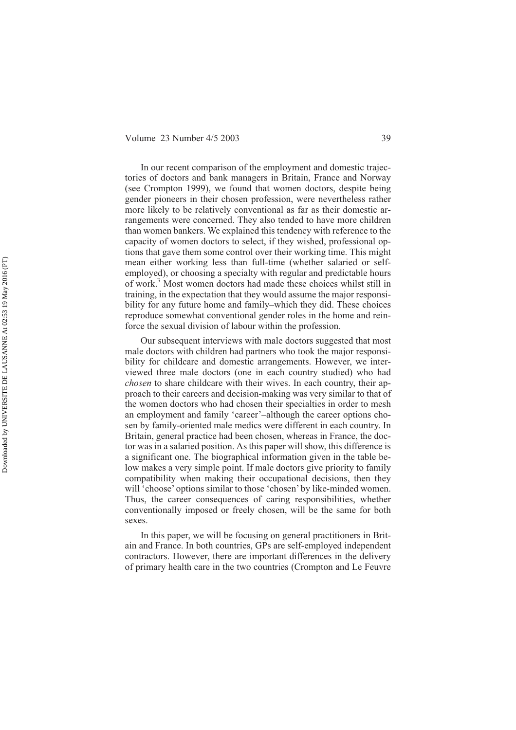In our recent comparison of the employment and domestic trajectories of doctors and bank managers in Britain, France and Norway (see Crompton 1999), we found that women doctors, despite being gender pioneers in their chosen profession, were nevertheless rather more likely to be relatively conventional as far as their domestic arrangements were concerned. They also tended to have more children than women bankers. We explained this tendency with reference to the capacity of women doctors to select, if they wished, professional options that gave them some control over their working time. This might mean either working less than full-time (whether salaried or self-employed), or choosing a specialty with regular and predictable hours of work.[3] Most women doctors had made these choices whilst still in training, in the expectation that they would assume the major responsibility for any future home and family–which they did. These choices reproduce somewhat conventional gender roles in the home and reinforce the sexual division of labour within the profession.

Our subsequent interviews with male doctors suggested that most male doctors with children had partners who took the major responsibility for childcare and domestic arrangements. However, we interviewed three male doctors (one in each country studied) who had *chosen* to share childcare with their wives. In each country, their approach to their careers and decision-making was very similar to that of the women doctors who had chosen their specialties in order to mesh an employment and family 'career'–although the career options chosen by family-oriented male medics were different in each country. In Britain, general practice had been chosen, whereas in France, the doctor was in a salaried position. As this paper will show, this difference is a significant one. The biographical information given in the table below makes a very simple point. If male doctors give priority to family compatibility when making their occupational decisions, then they will 'choose' options similar to those 'chosen' by like-minded women. Thus, the career consequences of caring responsibilities, whether conventionally imposed or freely chosen, will be the same for both sexes.

In this paper, we will be focusing on general practitioners in Britain and France. In both countries, GPs are self-employed independent contractors. However, there are important differences in the delivery of primary health care in the two countries (Crompton and Le Feuvre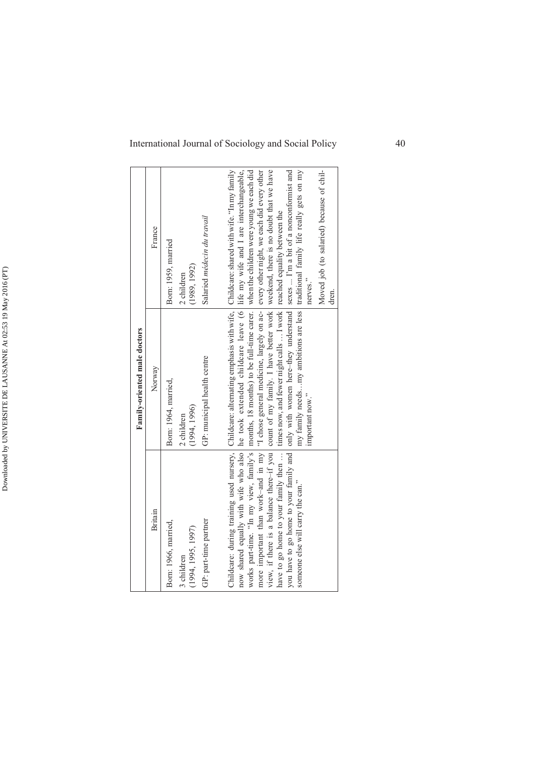| Family-oriented male doctors | | |
|---|---|---|
| Britain | Norway | France |
| Born: 1966, married, | Born: 1964, married, | Born: 1959, married |
| 3 children (1994, 1995, 1997) | 2 children (1994, 1996) | 2 children (1989, 1992) |
| GP: part-time partner | GP: municipal health centre | Salaried *médecin du travail* |
| Childcare: during training used nursery, now shared equally with wife who also works part-time. "In my view, family's more important than work–and in my view, if there is a balance there–if you have to go home to your family then ... you have to go home to your family and someone else will carry the can." | Childcare: alternating emphasis with wife, he took extended childcare leave (6 months, 18 months) to be full-time carer. "I chose general medicine, largely on account of my family. I have better work times now, and fewer night calls ... I work only with women here–they understand my family needs...my ambitions are less important now." | Childcare: shared with wife. "In my family life my wife and I are interchangeable, when the children were young we each did every other night, we each did every other weekend, there is no doubt that we have reached equality between the sexes ... I'm a bit of a nonconformist and traditional family life really gets on my nerves." Moved job (to salaried) because of children. |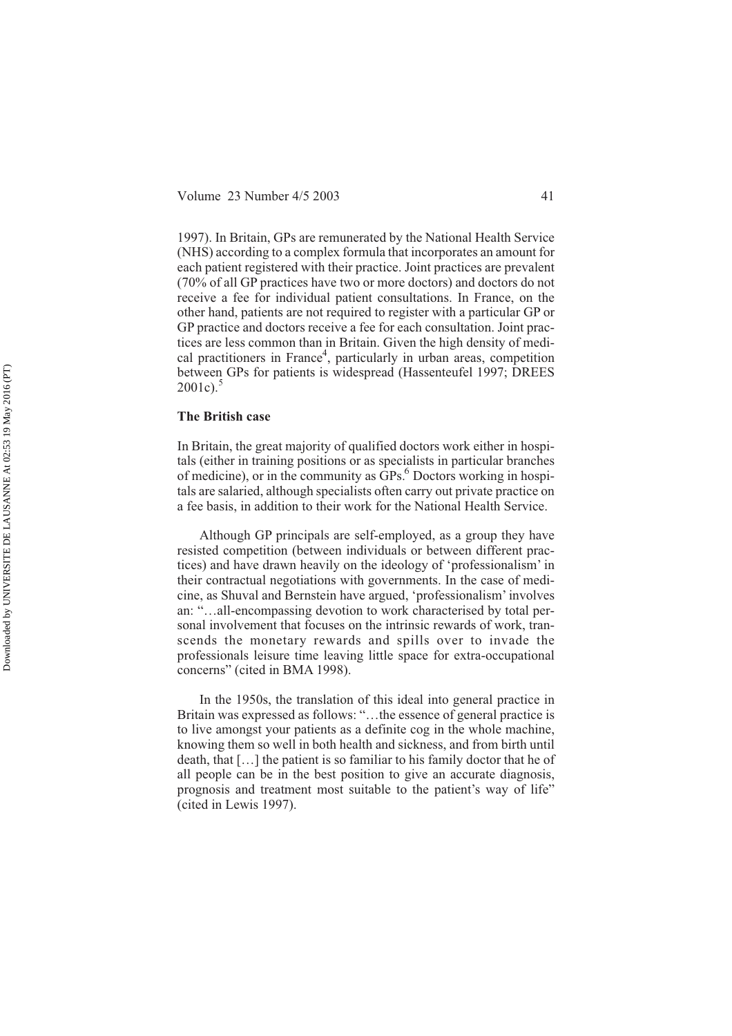1997). In Britain, GPs are remunerated by the National Health Service (NHS) according to a complex formula that incorporates an amount for each patient registered with their practice. Joint practices are prevalent (70% of all GP practices have two or more doctors) and doctors do not receive a fee for individual patient consultations. In France, on the other hand, patients are not required to register with a particular GP or GP practice and doctors receive a fee for each consultation. Joint practices are less common than in Britain. Given the high density of medical practitioners in France[4], particularly in urban areas, competition between GPs for patients is widespread (Hassenteufel 1997; DREES 2001c).[5]

### The British case

In Britain, the great majority of qualified doctors work either in hospitals (either in training positions or as specialists in particular branches of medicine), or in the community as GPs.[6] Doctors working in hospitals are salaried, although specialists often carry out private practice on a fee basis, in addition to their work for the National Health Service.

Although GP principals are self-employed, as a group they have resisted competition (between individuals or between different practices) and have drawn heavily on the ideology of 'professionalism' in their contractual negotiations with governments. In the case of medicine, as Shuval and Bernstein have argued, 'professionalism' involves an: "…all-encompassing devotion to work characterised by total personal involvement that focuses on the intrinsic rewards of work, transcends the monetary rewards and spills over to invade the professionals leisure time leaving little space for extra-occupational concerns" (cited in BMA 1998).

In the 1950s, the translation of this ideal into general practice in Britain was expressed as follows: "…the essence of general practice is to live amongst your patients as a definite cog in the whole machine, knowing them so well in both health and sickness, and from birth until death, that […] the patient is so familiar to his family doctor that he of all people can be in the best position to give an accurate diagnosis, prognosis and treatment most suitable to the patient's way of life" (cited in Lewis 1997).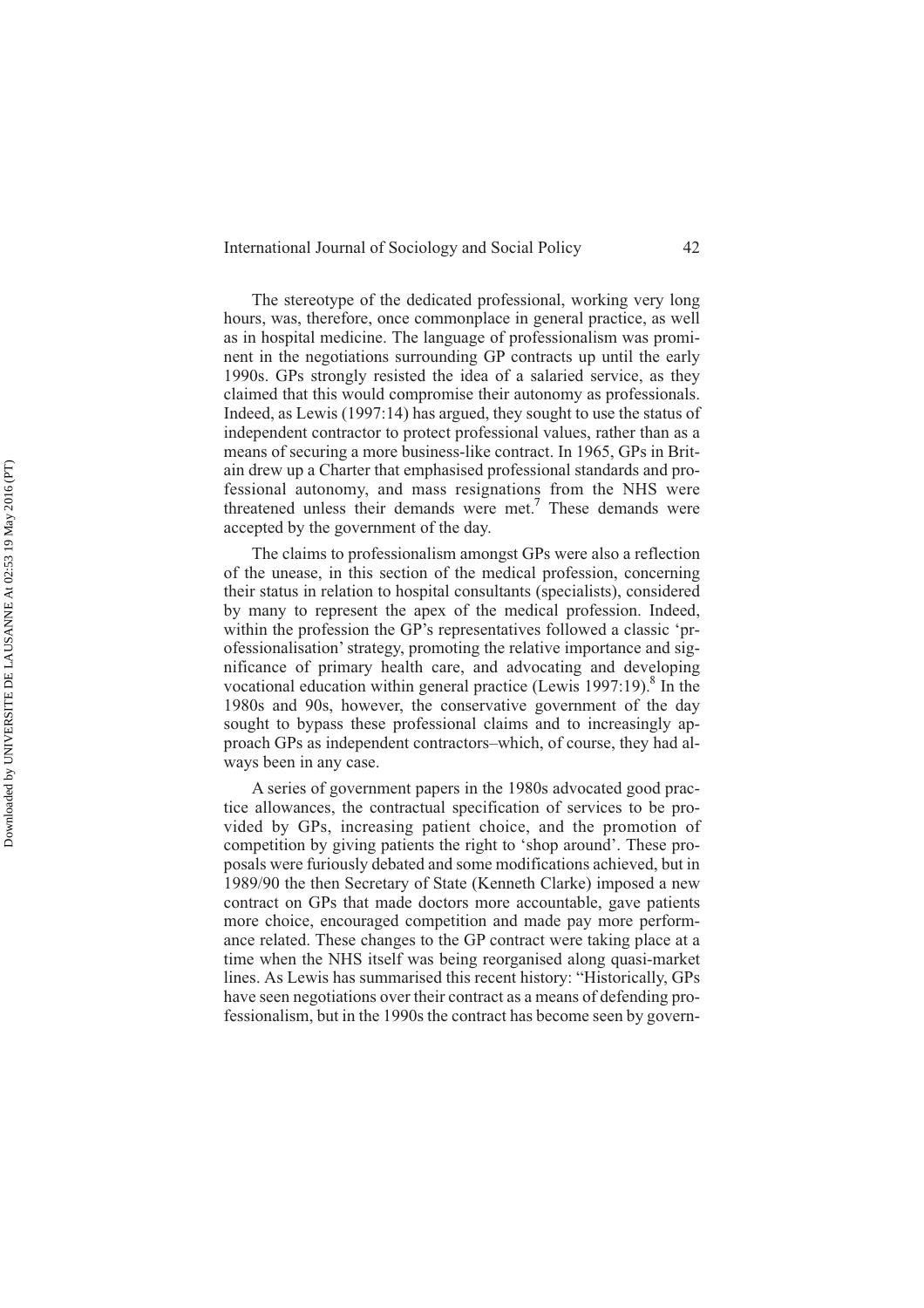The stereotype of the dedicated professional, working very long hours, was, therefore, once commonplace in general practice, as well as in hospital medicine. The language of professionalism was prominent in the negotiations surrounding GP contracts up until the early 1990s. GPs strongly resisted the idea of a salaried service, as they claimed that this would compromise their autonomy as professionals. Indeed, as Lewis (1997:14) has argued, they sought to use the status of independent contractor to protect professional values, rather than as a means of securing a more business-like contract. In 1965, GPs in Britain drew up a Charter that emphasised professional standards and professional autonomy, and mass resignations from the NHS were threatened unless their demands were met.[7] These demands were accepted by the government of the day.

The claims to professionalism amongst GPs were also a reflection of the unease, in this section of the medical profession, concerning their status in relation to hospital consultants (specialists), considered by many to represent the apex of the medical profession. Indeed, within the profession the GP's representatives followed a classic 'professionalisation' strategy, promoting the relative importance and significance of primary health care, and advocating and developing vocational education within general practice (Lewis 1997:19).[8] In the 1980s and 90s, however, the conservative government of the day sought to bypass these professional claims and to increasingly approach GPs as independent contractors–which, of course, they had always been in any case.

A series of government papers in the 1980s advocated good practice allowances, the contractual specification of services to be provided by GPs, increasing patient choice, and the promotion of competition by giving patients the right to 'shop around'. These proposals were furiously debated and some modifications achieved, but in 1989/90 the then Secretary of State (Kenneth Clarke) imposed a new contract on GPs that made doctors more accountable, gave patients more choice, encouraged competition and made pay more performance related. These changes to the GP contract were taking place at a time when the NHS itself was being reorganised along quasi-market lines. As Lewis has summarised this recent history: "Historically, GPs have seen negotiations over their contract as a means of defending professionalism, but in the 1990s the contract has become seen by govern-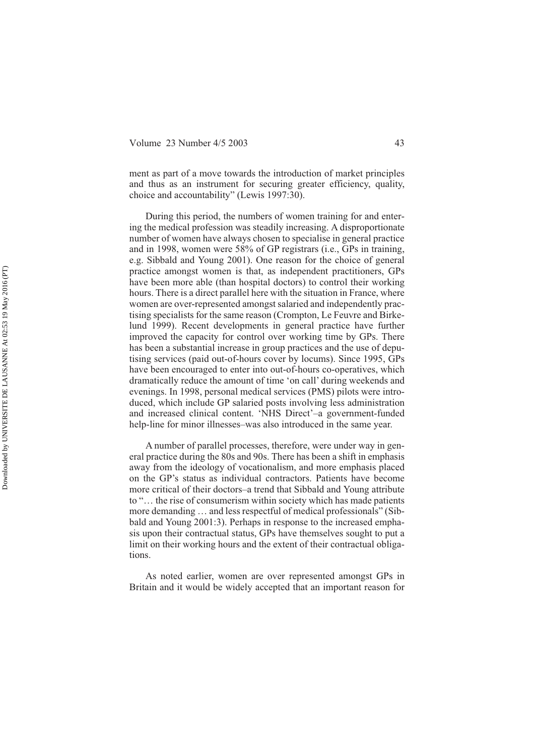ment as part of a move towards the introduction of market principles and thus as an instrument for securing greater efficiency, quality, choice and accountability" (Lewis 1997:30).

During this period, the numbers of women training for and entering the medical profession was steadily increasing. A disproportionate number of women have always chosen to specialise in general practice and in 1998, women were 58% of GP registrars (i.e., GPs in training, e.g. Sibbald and Young 2001). One reason for the choice of general practice amongst women is that, as independent practitioners, GPs have been more able (than hospital doctors) to control their working hours. There is a direct parallel here with the situation in France, where women are over-represented amongst salaried and independently practising specialists for the same reason (Crompton, Le Feuvre and Birkelund 1999). Recent developments in general practice have further improved the capacity for control over working time by GPs. There has been a substantial increase in group practices and the use of deputising services (paid out-of-hours cover by locums). Since 1995, GPs have been encouraged to enter into out-of-hours co-operatives, which dramatically reduce the amount of time 'on call' during weekends and evenings. In 1998, personal medical services (PMS) pilots were introduced, which include GP salaried posts involving less administration and increased clinical content. 'NHS Direct'–a government-funded help-line for minor illnesses–was also introduced in the same year.

A number of parallel processes, therefore, were under way in general practice during the 80s and 90s. There has been a shift in emphasis away from the ideology of vocationalism, and more emphasis placed on the GP's status as individual contractors. Patients have become more critical of their doctors–a trend that Sibbald and Young attribute to "… the rise of consumerism within society which has made patients more demanding … and less respectful of medical professionals" (Sibbald and Young 2001:3). Perhaps in response to the increased emphasis upon their contractual status, GPs have themselves sought to put a limit on their working hours and the extent of their contractual obligations.

As noted earlier, women are over represented amongst GPs in Britain and it would be widely accepted that an important reason for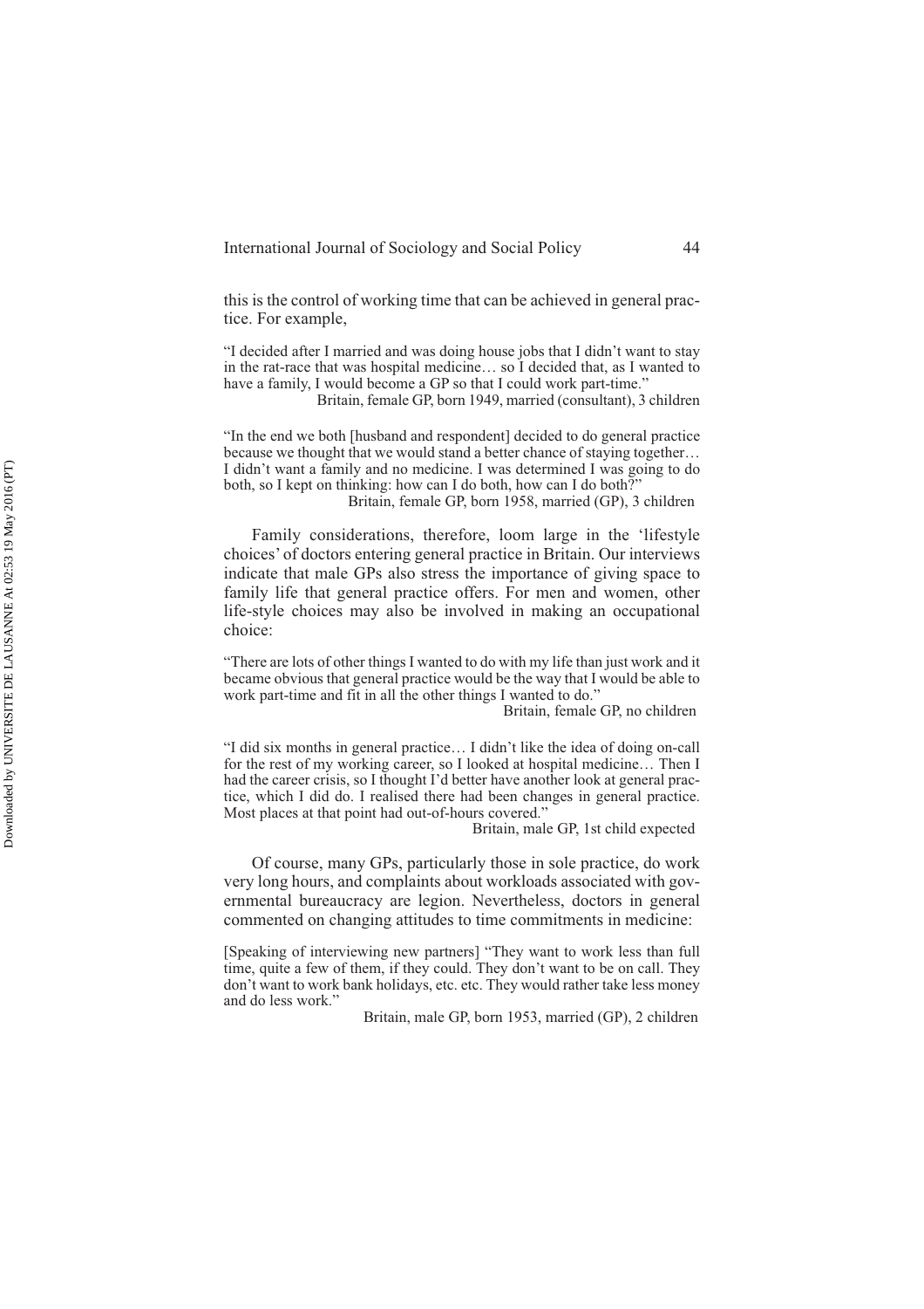this is the control of working time that can be achieved in general practice. For example,

> "I decided after I married and was doing house jobs that I didn't want to stay in the rat-race that was hospital medicine… so I decided that, as I wanted to have a family, I would become a GP so that I could work part-time."
>
> Britain, female GP, born 1949, married (consultant), 3 children

> "In the end we both [husband and respondent] decided to do general practice because we thought that we would stand a better chance of staying together… I didn't want a family and no medicine. I was determined I was going to do both, so I kept on thinking: how can I do both, how can I do both?"
>
> Britain, female GP, born 1958, married (GP), 3 children

Family considerations, therefore, loom large in the 'lifestyle choices' of doctors entering general practice in Britain. Our interviews indicate that male GPs also stress the importance of giving space to family life that general practice offers. For men and women, other life-style choices may also be involved in making an occupational choice:

> "There are lots of other things I wanted to do with my life than just work and it became obvious that general practice would be the way that I would be able to work part-time and fit in all the other things I wanted to do."
>
> Britain, female GP, no children

> "I did six months in general practice… I didn't like the idea of doing on-call for the rest of my working career, so I looked at hospital medicine… Then I had the career crisis, so I thought I'd better have another look at general practice, which I did do. I realised there had been changes in general practice. Most places at that point had out-of-hours covered."
>
> Britain, male GP, 1st child expected

Of course, many GPs, particularly those in sole practice, do work very long hours, and complaints about workloads associated with governmental bureaucracy are legion. Nevertheless, doctors in general commented on changing attitudes to time commitments in medicine:

> [Speaking of interviewing new partners] "They want to work less than full time, quite a few of them, if they could. They don't want to be on call. They don't want to work bank holidays, etc. etc. They would rather take less money and do less work."
>
> Britain, male GP, born 1953, married (GP), 2 children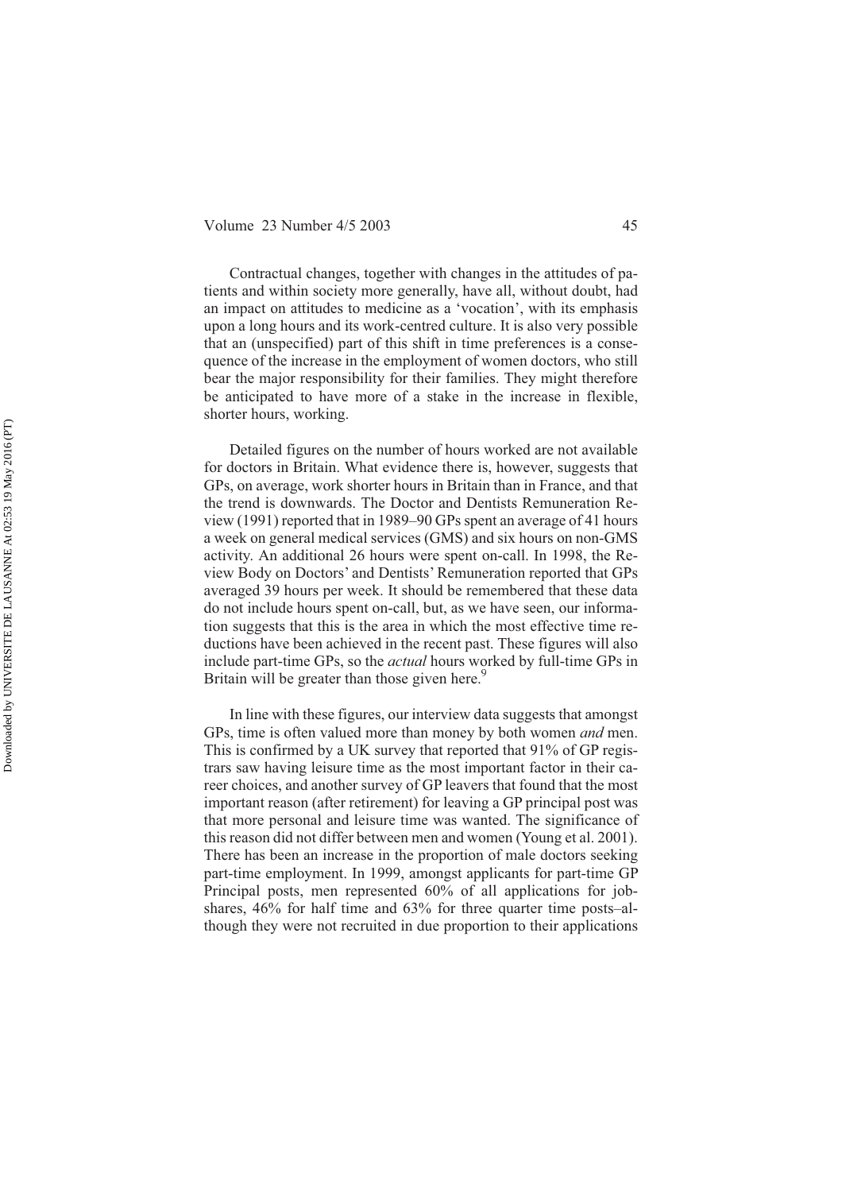Contractual changes, together with changes in the attitudes of patients and within society more generally, have all, without doubt, had an impact on attitudes to medicine as a 'vocation', with its emphasis upon a long hours and its work-centred culture. It is also very possible that an (unspecified) part of this shift in time preferences is a consequence of the increase in the employment of women doctors, who still bear the major responsibility for their families. They might therefore be anticipated to have more of a stake in the increase in flexible, shorter hours, working.

Detailed figures on the number of hours worked are not available for doctors in Britain. What evidence there is, however, suggests that GPs, on average, work shorter hours in Britain than in France, and that the trend is downwards. The Doctor and Dentists Remuneration Review (1991) reported that in 1989–90 GPs spent an average of 41 hours a week on general medical services (GMS) and six hours on non-GMS activity. An additional 26 hours were spent on-call. In 1998, the Review Body on Doctors' and Dentists' Remuneration reported that GPs averaged 39 hours per week. It should be remembered that these data do not include hours spent on-call, but, as we have seen, our information suggests that this is the area in which the most effective time reductions have been achieved in the recent past. These figures will also include part-time GPs, so the *actual* hours worked by full-time GPs in Britain will be greater than those given here.[9]

In line with these figures, our interview data suggests that amongst GPs, time is often valued more than money by both women *and* men. This is confirmed by a UK survey that reported that 91% of GP registrars saw having leisure time as the most important factor in their career choices, and another survey of GP leavers that found that the most important reason (after retirement) for leaving a GP principal post was that more personal and leisure time was wanted. The significance of this reason did not differ between men and women (Young et al. 2001). There has been an increase in the proportion of male doctors seeking part-time employment. In 1999, amongst applicants for part-time GP Principal posts, men represented 60% of all applications for job-shares, 46% for half time and 63% for three quarter time posts–although they were not recruited in due proportion to their applications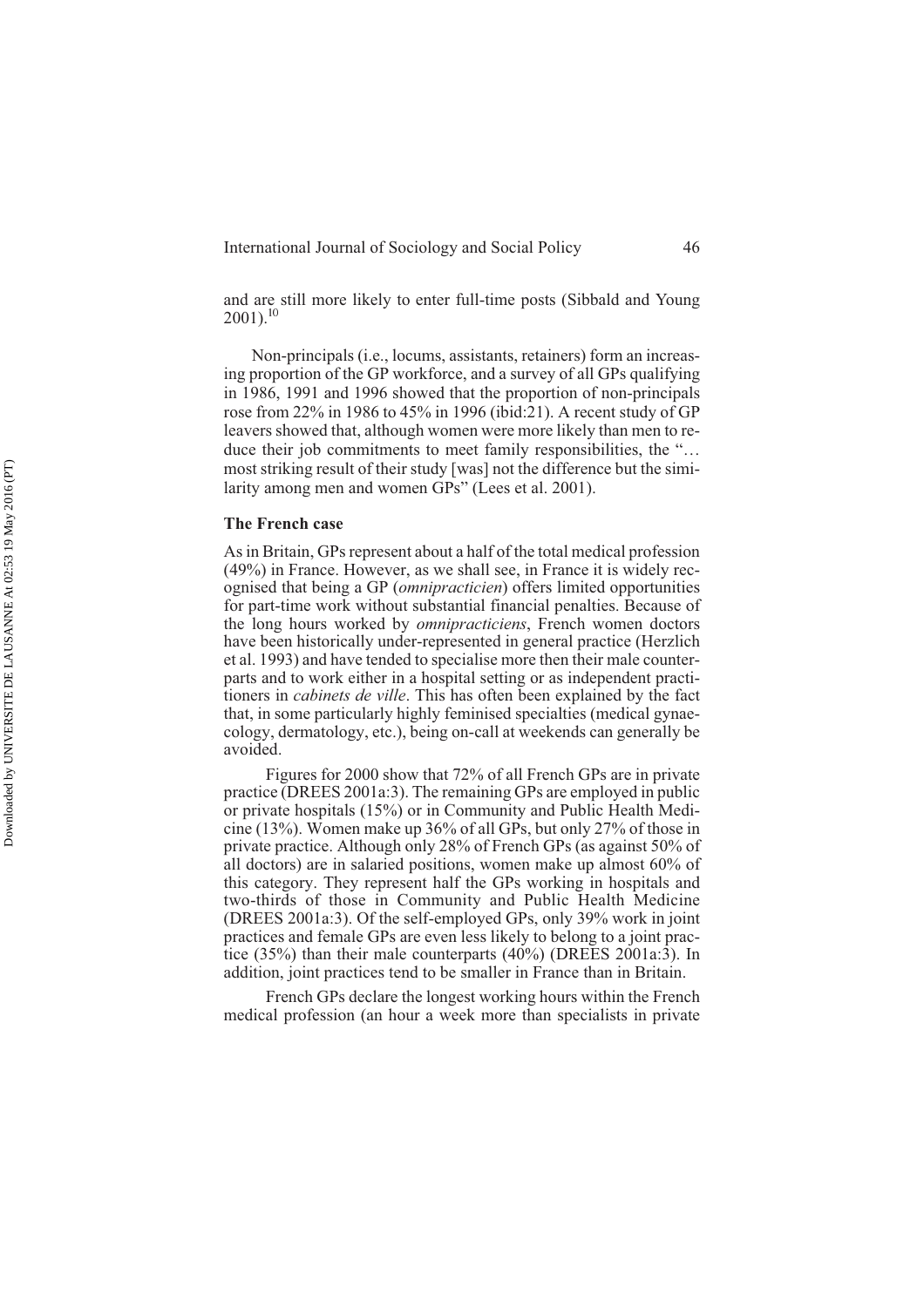and are still more likely to enter full-time posts (Sibbald and Young 2001).[10]

Non-principals (i.e., locums, assistants, retainers) form an increasing proportion of the GP workforce, and a survey of all GPs qualifying in 1986, 1991 and 1996 showed that the proportion of non-principals rose from 22% in 1986 to 45% in 1996 (ibid:21). A recent study of GP leavers showed that, although women were more likely than men to reduce their job commitments to meet family responsibilities, the "… most striking result of their study [was] not the difference but the similarity among men and women GPs" (Lees et al. 2001).

### The French case

As in Britain, GPs represent about a half of the total medical profession (49%) in France. However, as we shall see, in France it is widely recognised that being a GP (*omnipracticien*) offers limited opportunities for part-time work without substantial financial penalties. Because of the long hours worked by *omnipracticiens*, French women doctors have been historically under-represented in general practice (Herzlich et al. 1993) and have tended to specialise more then their male counterparts and to work either in a hospital setting or as independent practitioners in *cabinets de ville*. This has often been explained by the fact that, in some particularly highly feminised specialties (medical gynaecology, dermatology, etc.), being on-call at weekends can generally be avoided.

Figures for 2000 show that 72% of all French GPs are in private practice (DREES 2001a:3). The remaining GPs are employed in public or private hospitals (15%) or in Community and Public Health Medicine (13%). Women make up 36% of all GPs, but only 27% of those in private practice. Although only 28% of French GPs (as against 50% of all doctors) are in salaried positions, women make up almost 60% of this category. They represent half the GPs working in hospitals and two-thirds of those in Community and Public Health Medicine (DREES 2001a:3). Of the self-employed GPs, only 39% work in joint practices and female GPs are even less likely to belong to a joint practice (35%) than their male counterparts (40%) (DREES 2001a:3). In addition, joint practices tend to be smaller in France than in Britain.

French GPs declare the longest working hours within the French medical profession (an hour a week more than specialists in private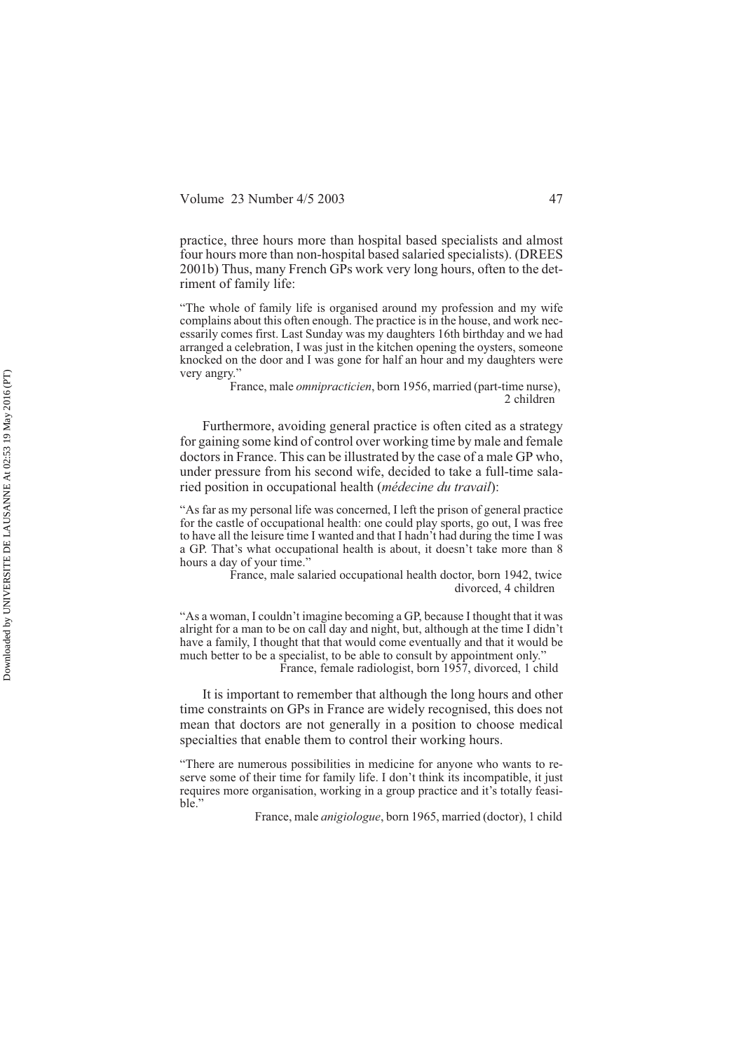practice, three hours more than hospital based specialists and almost four hours more than non-hospital based salaried specialists). (DREES 2001b) Thus, many French GPs work very long hours, often to the detriment of family life:

> "The whole of family life is organised around my profession and my wife complains about this often enough. The practice is in the house, and work necessarily comes first. Last Sunday was my daughters 16th birthday and we had arranged a celebration, I was just in the kitchen opening the oysters, someone knocked on the door and I was gone for half an hour and my daughters were very angry."
>
> France, male *omnipracticien*, born 1956, married (part-time nurse), 2 children

Furthermore, avoiding general practice is often cited as a strategy for gaining some kind of control over working time by male and female doctors in France. This can be illustrated by the case of a male GP who, under pressure from his second wife, decided to take a full-time salaried position in occupational health (*médecine du travail*):

> "As far as my personal life was concerned, I left the prison of general practice for the castle of occupational health: one could play sports, go out, I was free to have all the leisure time I wanted and that I hadn't had during the time I was a GP. That's what occupational health is about, it doesn't take more than 8 hours a day of your time."
>
> France, male salaried occupational health doctor, born 1942, twice divorced, 4 children

> "As a woman, I couldn't imagine becoming a GP, because I thought that it was alright for a man to be on call day and night, but, although at the time I didn't have a family, I thought that that would come eventually and that it would be much better to be a specialist, to be able to consult by appointment only."
>
> France, female radiologist, born 1957, divorced, 1 child

It is important to remember that although the long hours and other time constraints on GPs in France are widely recognised, this does not mean that doctors are not generally in a position to choose medical specialties that enable them to control their working hours.

> "There are numerous possibilities in medicine for anyone who wants to reserve some of their time for family life. I don't think its incompatible, it just requires more organisation, working in a group practice and it's totally feasible."
>
> France, male *anigiologue*, born 1965, married (doctor), 1 child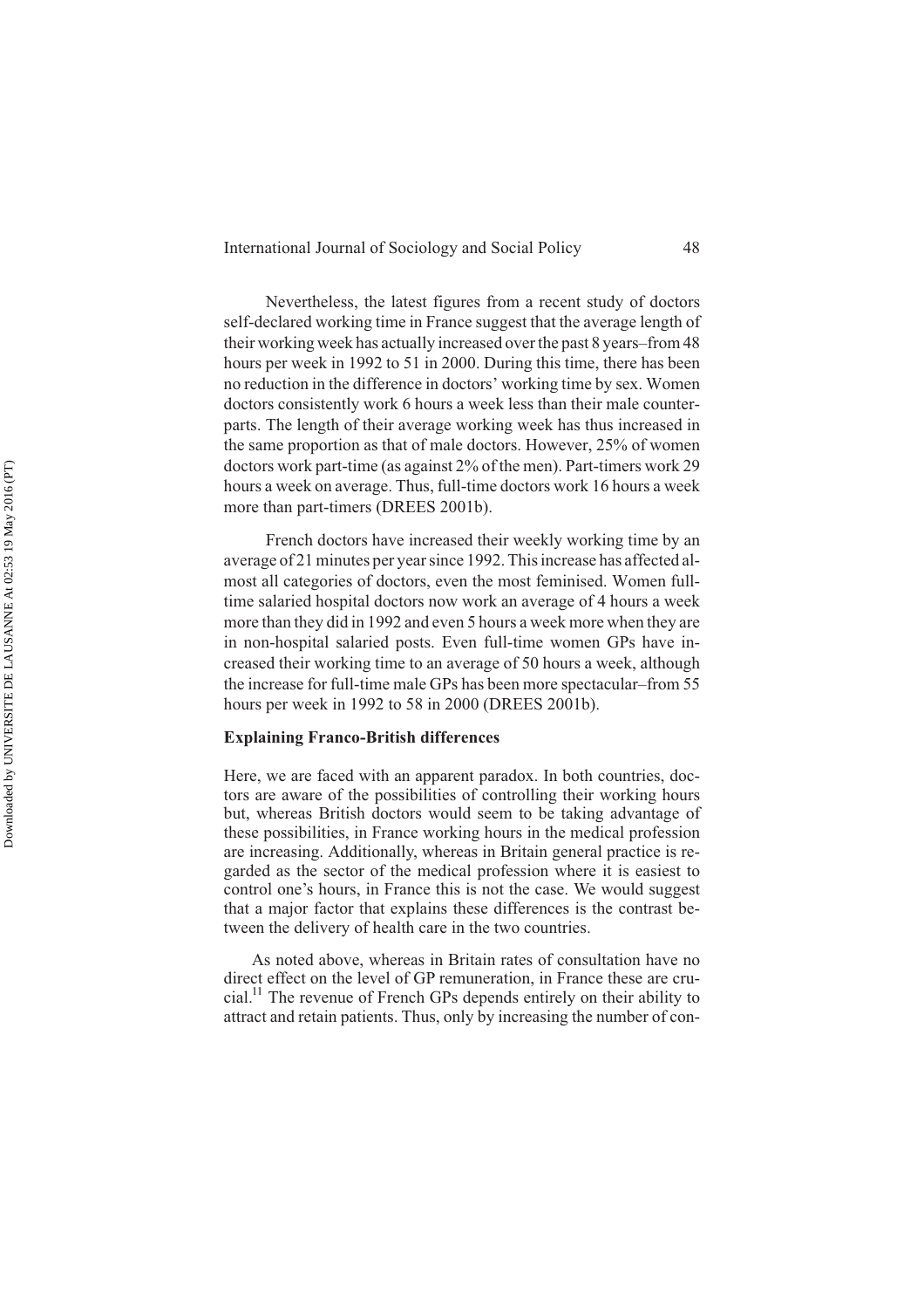Nevertheless, the latest figures from a recent study of doctors self-declared working time in France suggest that the average length of their working week has actually increased over the past 8 years–from 48 hours per week in 1992 to 51 in 2000. During this time, there has been no reduction in the difference in doctors' working time by sex. Women doctors consistently work 6 hours a week less than their male counterparts. The length of their average working week has thus increased in the same proportion as that of male doctors. However, 25% of women doctors work part-time (as against 2% of the men). Part-timers work 29 hours a week on average. Thus, full-time doctors work 16 hours a week more than part-timers (DREES 2001b).

French doctors have increased their weekly working time by an average of 21 minutes per year since 1992. This increase has affected almost all categories of doctors, even the most feminised. Women full-time salaried hospital doctors now work an average of 4 hours a week more than they did in 1992 and even 5 hours a week more when they are in non-hospital salaried posts. Even full-time women GPs have increased their working time to an average of 50 hours a week, although the increase for full-time male GPs has been more spectacular–from 55 hours per week in 1992 to 58 in 2000 (DREES 2001b).

### Explaining Franco-British differences

Here, we are faced with an apparent paradox. In both countries, doctors are aware of the possibilities of controlling their working hours but, whereas British doctors would seem to be taking advantage of these possibilities, in France working hours in the medical profession are increasing. Additionally, whereas in Britain general practice is regarded as the sector of the medical profession where it is easiest to control one's hours, in France this is not the case. We would suggest that a major factor that explains these differences is the contrast between the delivery of health care in the two countries.

As noted above, whereas in Britain rates of consultation have no direct effect on the level of GP remuneration, in France these are crucial.[11] The revenue of French GPs depends entirely on their ability to attract and retain patients. Thus, only by increasing the number of con-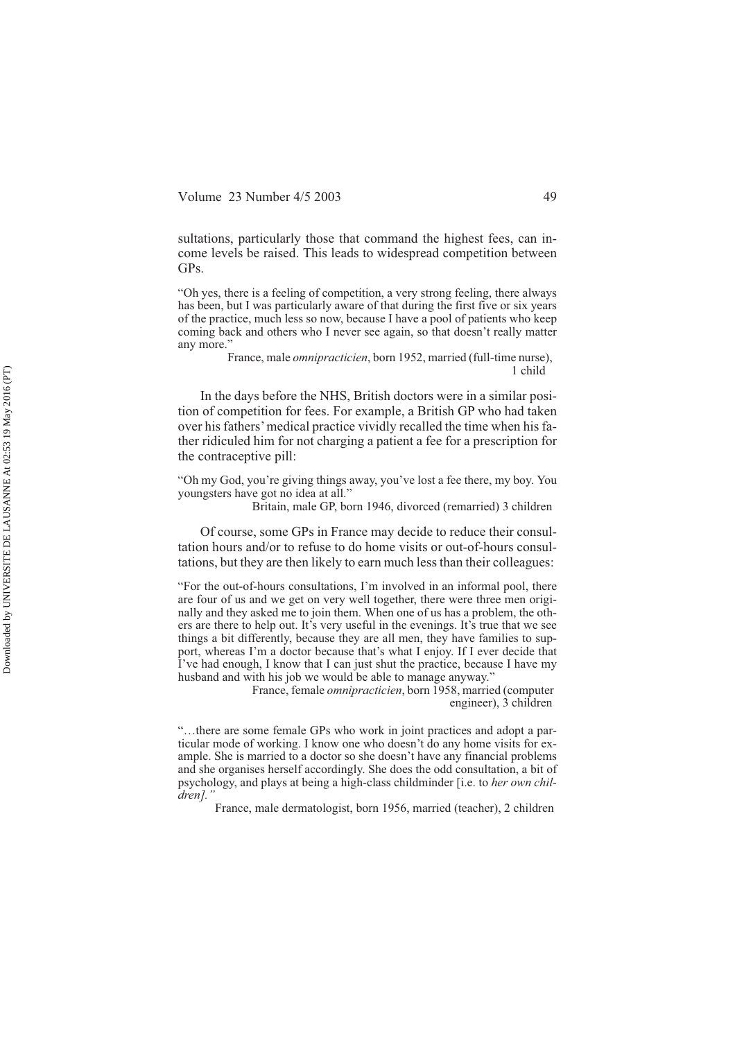sultations, particularly those that command the highest fees, can income levels be raised. This leads to widespread competition between GPs.

> "Oh yes, there is a feeling of competition, a very strong feeling, there always has been, but I was particularly aware of that during the first five or six years of the practice, much less so now, because I have a pool of patients who keep coming back and others who I never see again, so that doesn't really matter any more."
>
> France, male *omnipracticien*, born 1952, married (full-time nurse), 1 child

In the days before the NHS, British doctors were in a similar position of competition for fees. For example, a British GP who had taken over his fathers' medical practice vividly recalled the time when his father ridiculed him for not charging a patient a fee for a prescription for the contraceptive pill:

> "Oh my God, you're giving things away, you've lost a fee there, my boy. You youngsters have got no idea at all."
>
> Britain, male GP, born 1946, divorced (remarried) 3 children

Of course, some GPs in France may decide to reduce their consultation hours and/or to refuse to do home visits or out-of-hours consultations, but they are then likely to earn much less than their colleagues:

> "For the out-of-hours consultations, I'm involved in an informal pool, there are four of us and we get on very well together, there were three men originally and they asked me to join them. When one of us has a problem, the others are there to help out. It's very useful in the evenings. It's true that we see things a bit differently, because they are all men, they have families to support, whereas I'm a doctor because that's what I enjoy. If I ever decide that I've had enough, I know that I can just shut the practice, because I have my husband and with his job we would be able to manage anyway."
>
> France, female *omnipracticien*, born 1958, married (computer engineer), 3 children

> "…there are some female GPs who work in joint practices and adopt a particular mode of working. I know one who doesn't do any home visits for example. She is married to a doctor so she doesn't have any financial problems and she organises herself accordingly. She does the odd consultation, a bit of psychology, and plays at being a high-class childminder [i.e. to *her own children].*"
>
> France, male dermatologist, born 1956, married (teacher), 2 children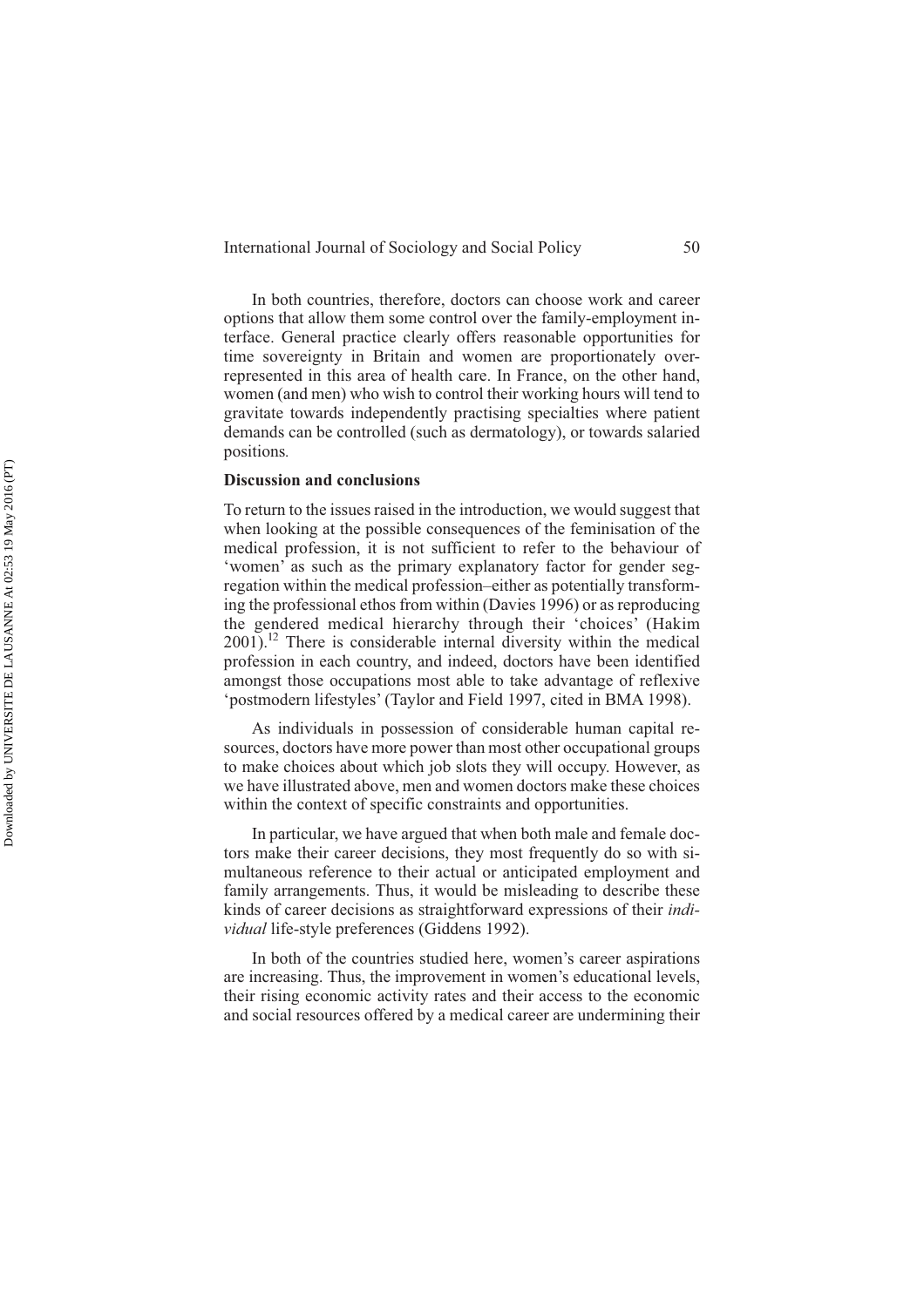In both countries, therefore, doctors can choose work and career options that allow them some control over the family-employment interface. General practice clearly offers reasonable opportunities for time sovereignty in Britain and women are proportionately overrepresented in this area of health care. In France, on the other hand, women (and men) who wish to control their working hours will tend to gravitate towards independently practising specialties where patient demands can be controlled (such as dermatology), or towards salaried positions.

## Discussion and conclusions

To return to the issues raised in the introduction, we would suggest that when looking at the possible consequences of the feminisation of the medical profession, it is not sufficient to refer to the behaviour of 'women' as such as the primary explanatory factor for gender segregation within the medical profession–either as potentially transforming the professional ethos from within (Davies 1996) or as reproducing the gendered medical hierarchy through their 'choices' (Hakim 2001).[12] There is considerable internal diversity within the medical profession in each country, and indeed, doctors have been identified amongst those occupations most able to take advantage of reflexive 'postmodern lifestyles' (Taylor and Field 1997, cited in BMA 1998).

As individuals in possession of considerable human capital resources, doctors have more power than most other occupational groups to make choices about which job slots they will occupy. However, as we have illustrated above, men and women doctors make these choices within the context of specific constraints and opportunities.

In particular, we have argued that when both male and female doctors make their career decisions, they most frequently do so with simultaneous reference to their actual or anticipated employment and family arrangements. Thus, it would be misleading to describe these kinds of career decisions as straightforward expressions of their *individual* life-style preferences (Giddens 1992).

In both of the countries studied here, women's career aspirations are increasing. Thus, the improvement in women's educational levels, their rising economic activity rates and their access to the economic and social resources offered by a medical career are undermining their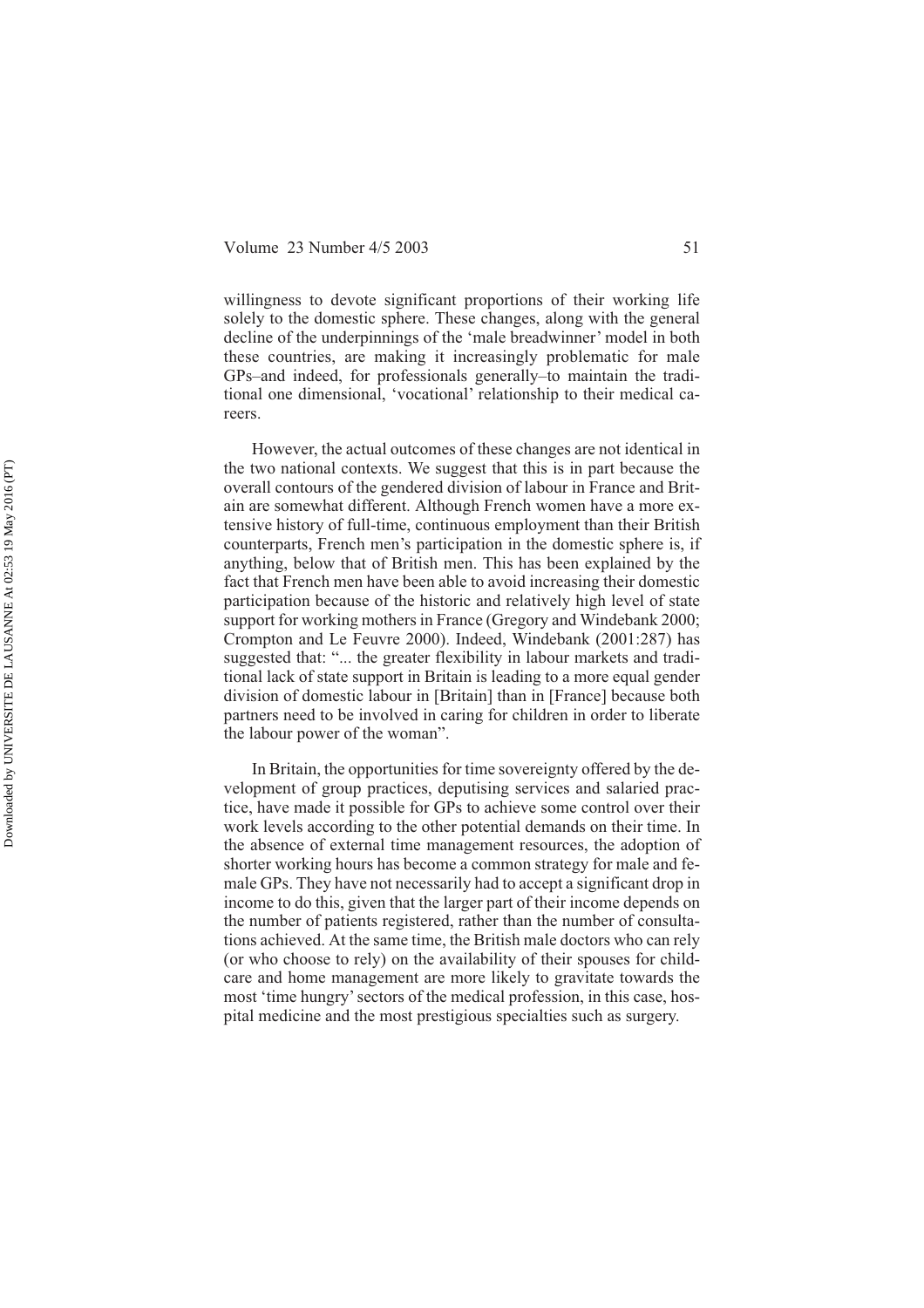willingness to devote significant proportions of their working life solely to the domestic sphere. These changes, along with the general decline of the underpinnings of the 'male breadwinner' model in both these countries, are making it increasingly problematic for male GPs–and indeed, for professionals generally–to maintain the traditional one dimensional, 'vocational' relationship to their medical careers.

However, the actual outcomes of these changes are not identical in the two national contexts. We suggest that this is in part because the overall contours of the gendered division of labour in France and Britain are somewhat different. Although French women have a more extensive history of full-time, continuous employment than their British counterparts, French men's participation in the domestic sphere is, if anything, below that of British men. This has been explained by the fact that French men have been able to avoid increasing their domestic participation because of the historic and relatively high level of state support for working mothers in France (Gregory and Windebank 2000; Crompton and Le Feuvre 2000). Indeed, Windebank (2001:287) has suggested that: "... the greater flexibility in labour markets and traditional lack of state support in Britain is leading to a more equal gender division of domestic labour in [Britain] than in [France] because both partners need to be involved in caring for children in order to liberate the labour power of the woman".

In Britain, the opportunities for time sovereignty offered by the development of group practices, deputising services and salaried practice, have made it possible for GPs to achieve some control over their work levels according to the other potential demands on their time. In the absence of external time management resources, the adoption of shorter working hours has become a common strategy for male and female GPs. They have not necessarily had to accept a significant drop in income to do this, given that the larger part of their income depends on the number of patients registered, rather than the number of consultations achieved. At the same time, the British male doctors who can rely (or who choose to rely) on the availability of their spouses for childcare and home management are more likely to gravitate towards the most 'time hungry' sectors of the medical profession, in this case, hospital medicine and the most prestigious specialties such as surgery.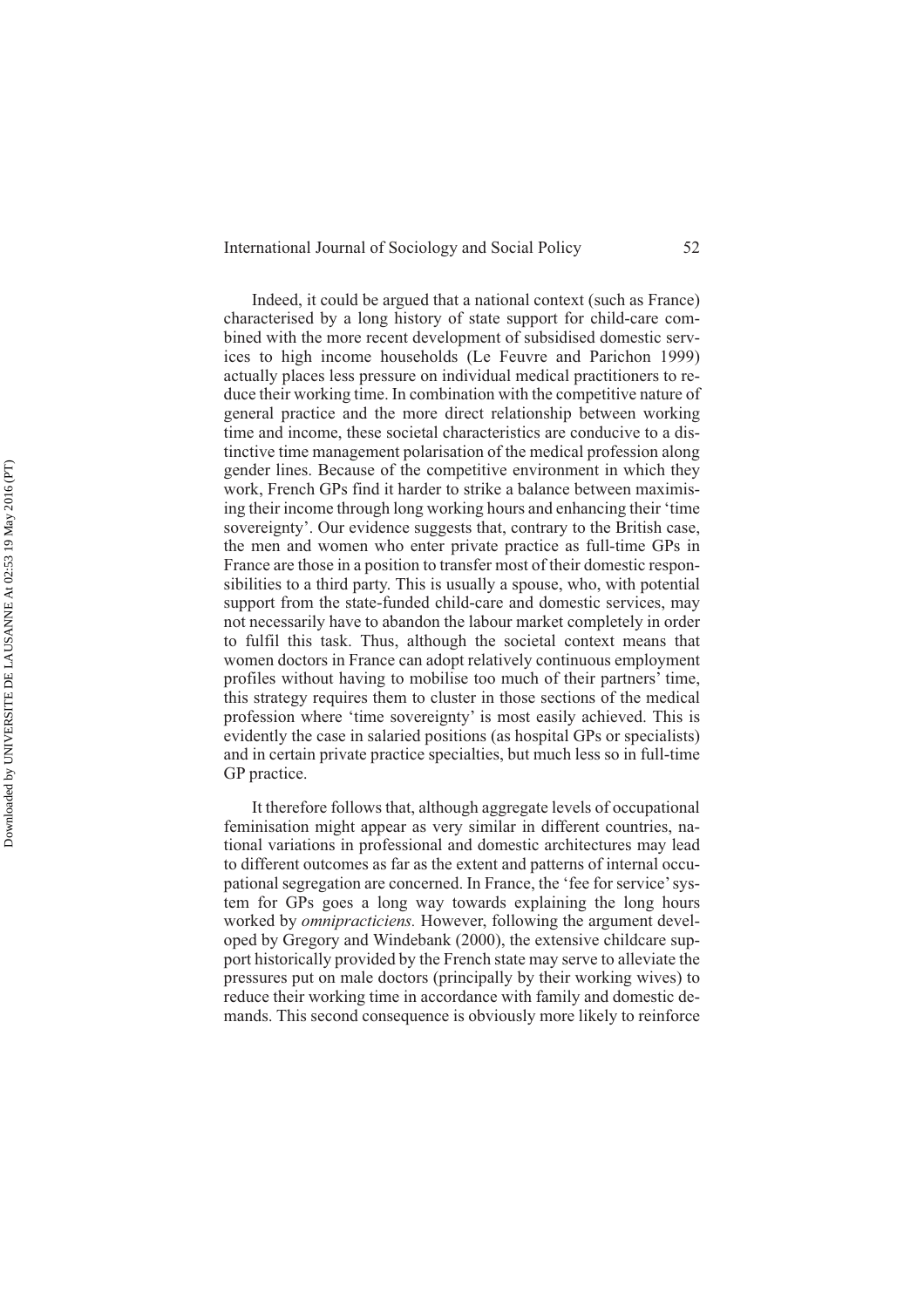Indeed, it could be argued that a national context (such as France) characterised by a long history of state support for child-care combined with the more recent development of subsidised domestic services to high income households (Le Feuvre and Parichon 1999) actually places less pressure on individual medical practitioners to reduce their working time. In combination with the competitive nature of general practice and the more direct relationship between working time and income, these societal characteristics are conducive to a distinctive time management polarisation of the medical profession along gender lines. Because of the competitive environment in which they work, French GPs find it harder to strike a balance between maximising their income through long working hours and enhancing their 'time sovereignty'. Our evidence suggests that, contrary to the British case, the men and women who enter private practice as full-time GPs in France are those in a position to transfer most of their domestic responsibilities to a third party. This is usually a spouse, who, with potential support from the state-funded child-care and domestic services, may not necessarily have to abandon the labour market completely in order to fulfil this task. Thus, although the societal context means that women doctors in France can adopt relatively continuous employment profiles without having to mobilise too much of their partners' time, this strategy requires them to cluster in those sections of the medical profession where 'time sovereignty' is most easily achieved. This is evidently the case in salaried positions (as hospital GPs or specialists) and in certain private practice specialties, but much less so in full-time GP practice.

It therefore follows that, although aggregate levels of occupational feminisation might appear as very similar in different countries, national variations in professional and domestic architectures may lead to different outcomes as far as the extent and patterns of internal occupational segregation are concerned. In France, the 'fee for service' system for GPs goes a long way towards explaining the long hours worked by *omnipracticiens.* However, following the argument developed by Gregory and Windebank (2000), the extensive childcare support historically provided by the French state may serve to alleviate the pressures put on male doctors (principally by their working wives) to reduce their working time in accordance with family and domestic demands. This second consequence is obviously more likely to reinforce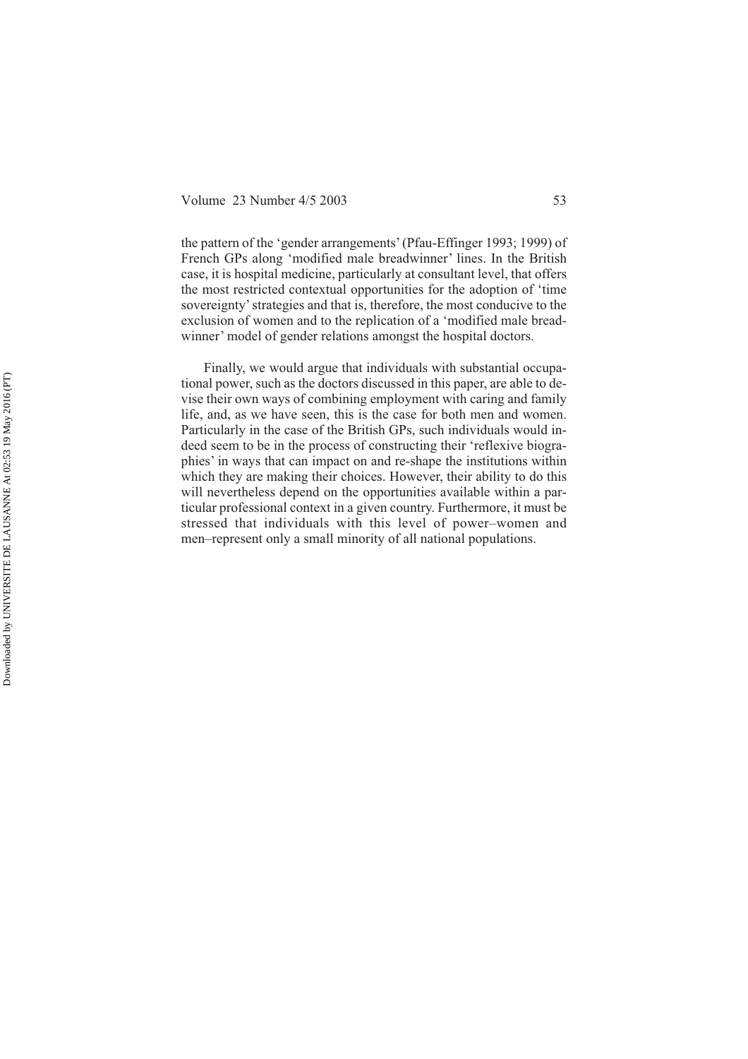the pattern of the 'gender arrangements' (Pfau-Effinger 1993; 1999) of French GPs along 'modified male breadwinner' lines. In the British case, it is hospital medicine, particularly at consultant level, that offers the most restricted contextual opportunities for the adoption of 'time sovereignty' strategies and that is, therefore, the most conducive to the exclusion of women and to the replication of a 'modified male breadwinner' model of gender relations amongst the hospital doctors.

Finally, we would argue that individuals with substantial occupational power, such as the doctors discussed in this paper, are able to devise their own ways of combining employment with caring and family life, and, as we have seen, this is the case for both men and women. Particularly in the case of the British GPs, such individuals would indeed seem to be in the process of constructing their 'reflexive biographies' in ways that can impact on and re-shape the institutions within which they are making their choices. However, their ability to do this will nevertheless depend on the opportunities available within a particular professional context in a given country. Furthermore, it must be stressed that individuals with this level of power–women and men–represent only a small minority of all national populations.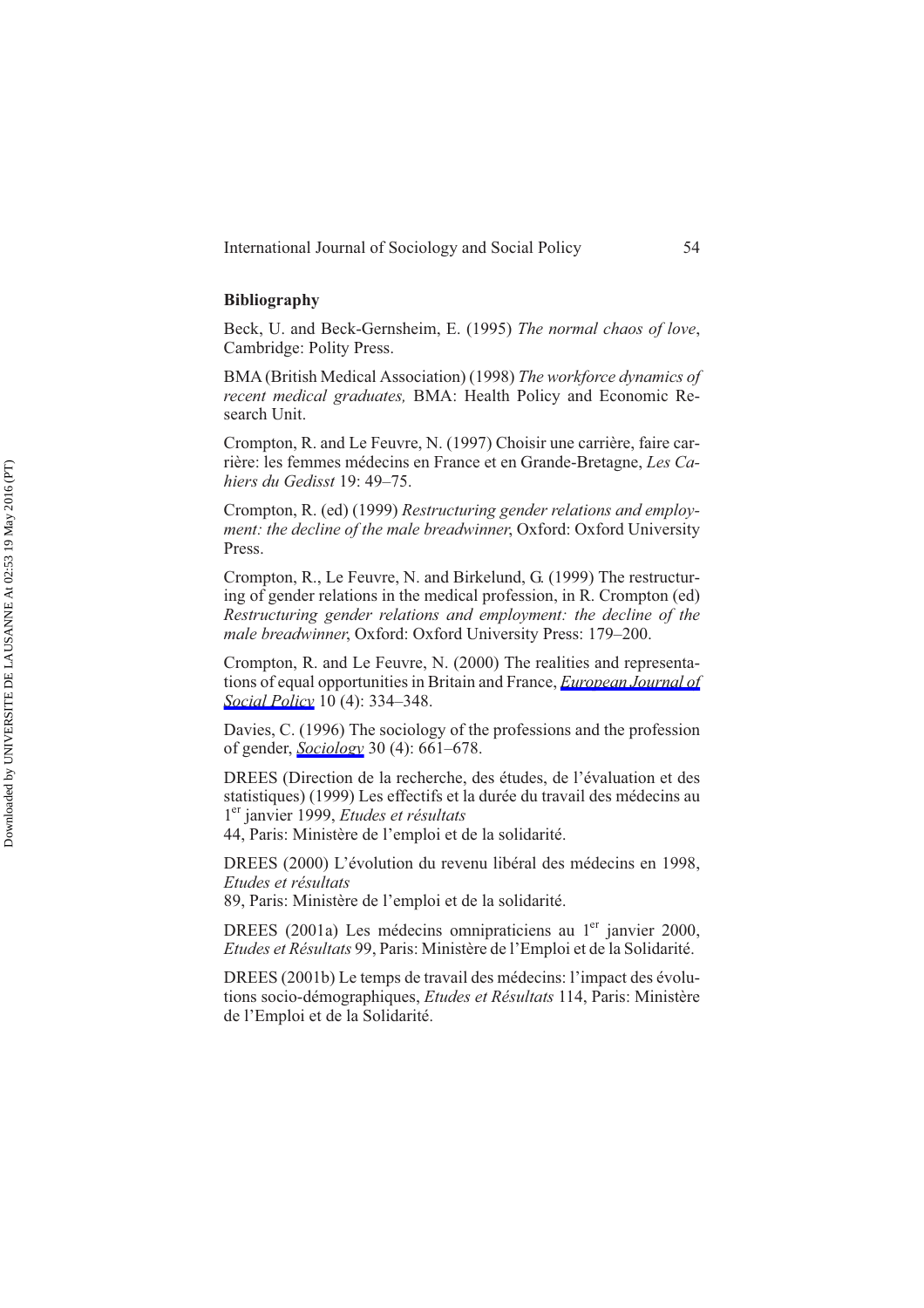## Bibliography

Beck, U. and Beck-Gernsheim, E. (1995) *The normal chaos of love*, Cambridge: Polity Press.

BMA (British Medical Association) (1998) *The workforce dynamics of recent medical graduates,* BMA: Health Policy and Economic Research Unit.

Crompton, R. and Le Feuvre, N. (1997) Choisir une carrière, faire carrière: les femmes médecins en France et en Grande-Bretagne, *Les Cahiers du Gedisst* 19: 49–75.

Crompton, R. (ed) (1999) *Restructuring gender relations and employment: the decline of the male breadwinner*, Oxford: Oxford University Press.

Crompton, R., Le Feuvre, N. and Birkelund, G. (1999) The restructuring of gender relations in the medical profession, in R. Crompton (ed) *Restructuring gender relations and employment: the decline of the male breadwinner*, Oxford: Oxford University Press: 179–200.

Crompton, R. and Le Feuvre, N. (2000) The realities and representations of equal opportunities in Britain and France, *European Journal of Social Policy* 10 (4): 334–348.

Davies, C. (1996) The sociology of the professions and the profession of gender, *Sociology* 30 (4): 661–678.

DREES (Direction de la recherche, des études, de l'évaluation et des statistiques) (1999) Les effectifs et la durée du travail des médecins au 1er janvier 1999, *Etudes et résultats* 44, Paris: Ministère de l'emploi et de la solidarité.

DREES (2000) L'évolution du revenu libéral des médecins en 1998, *Etudes et résultats* 89, Paris: Ministère de l'emploi et de la solidarité.

DREES (2001a) Les médecins omnipraticiens au 1er janvier 2000, *Etudes et Résultats* 99, Paris: Ministère de l'Emploi et de la Solidarité.

DREES (2001b) Le temps de travail des médecins: l'impact des évolutions socio-démographiques, *Etudes et Résultats* 114, Paris: Ministère de l'Emploi et de la Solidarité.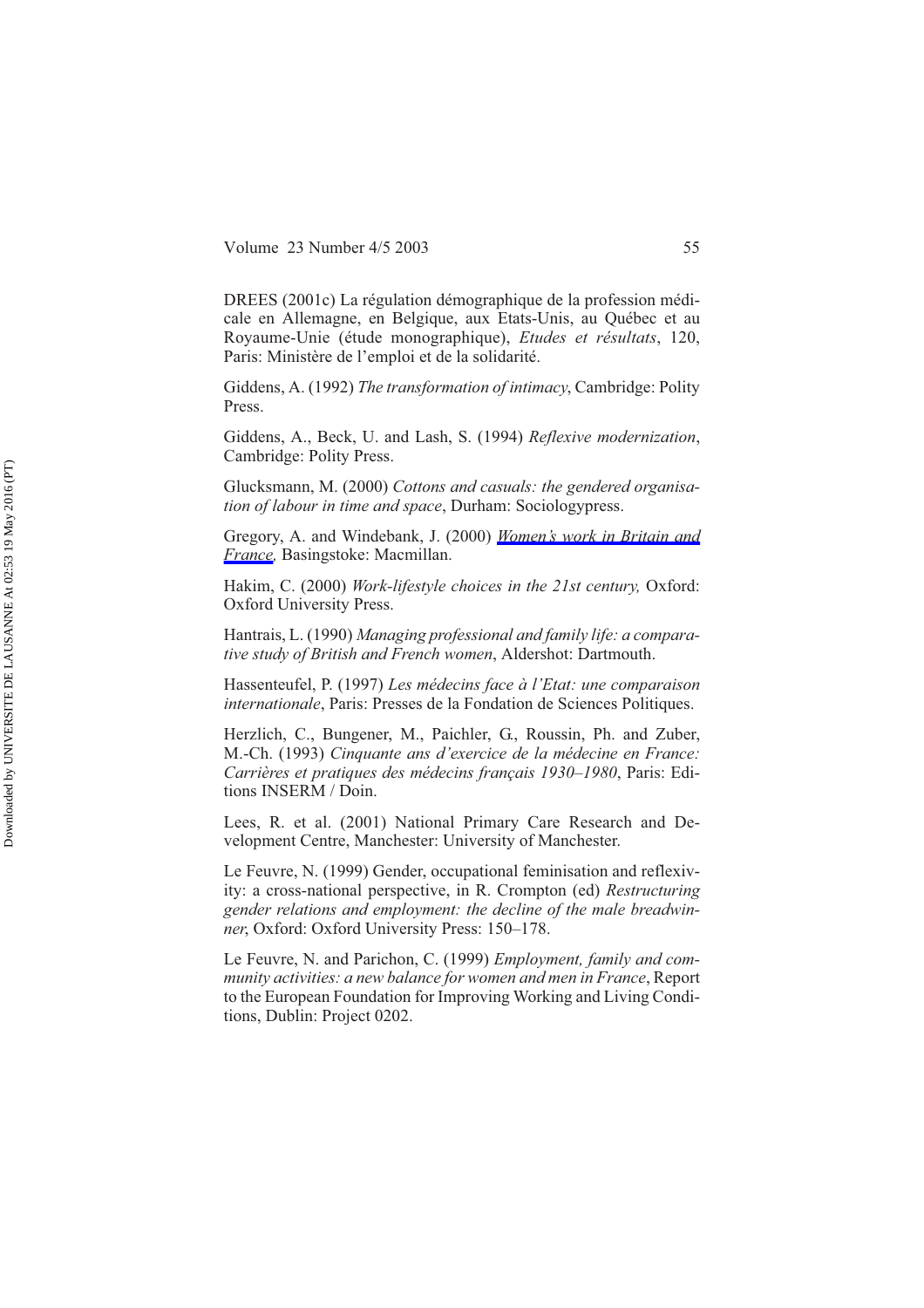DREES (2001c) La régulation démographique de la profession médicale en Allemagne, en Belgique, aux Etats-Unis, au Québec et au Royaume-Unie (étude monographique), *Etudes et résultats*, 120, Paris: Ministère de l'emploi et de la solidarité.

Giddens, A. (1992) *The transformation of intimacy*, Cambridge: Polity Press.

Giddens, A., Beck, U. and Lash, S. (1994) *Reflexive modernization*, Cambridge: Polity Press.

Glucksmann, M. (2000) *Cottons and casuals: the gendered organisation of labour in time and space*, Durham: Sociologypress.

Gregory, A. and Windebank, J. (2000) *Women's work in Britain and France*, Basingstoke: Macmillan.

Hakim, C. (2000) *Work-lifestyle choices in the 21st century,* Oxford: Oxford University Press.

Hantrais, L. (1990) *Managing professional and family life: a comparative study of British and French women*, Aldershot: Dartmouth.

Hassenteufel, P. (1997) *Les médecins face à l'Etat: une comparaison internationale*, Paris: Presses de la Fondation de Sciences Politiques.

Herzlich, C., Bungener, M., Paichler, G., Roussin, Ph. and Zuber, M.-Ch. (1993) *Cinquante ans d'exercice de la médecine en France: Carrières et pratiques des médecins français 1930–1980*, Paris: Editions INSERM / Doin.

Lees, R. et al. (2001) National Primary Care Research and Development Centre, Manchester: University of Manchester.

Le Feuvre, N. (1999) Gender, occupational feminisation and reflexivity: a cross-national perspective, in R. Crompton (ed) *Restructuring gender relations and employment: the decline of the male breadwinner*, Oxford: Oxford University Press: 150–178.

Le Feuvre, N. and Parichon, C. (1999) *Employment, family and community activities: a new balance for women and men in France*, Report to the European Foundation for Improving Working and Living Conditions, Dublin: Project 0202.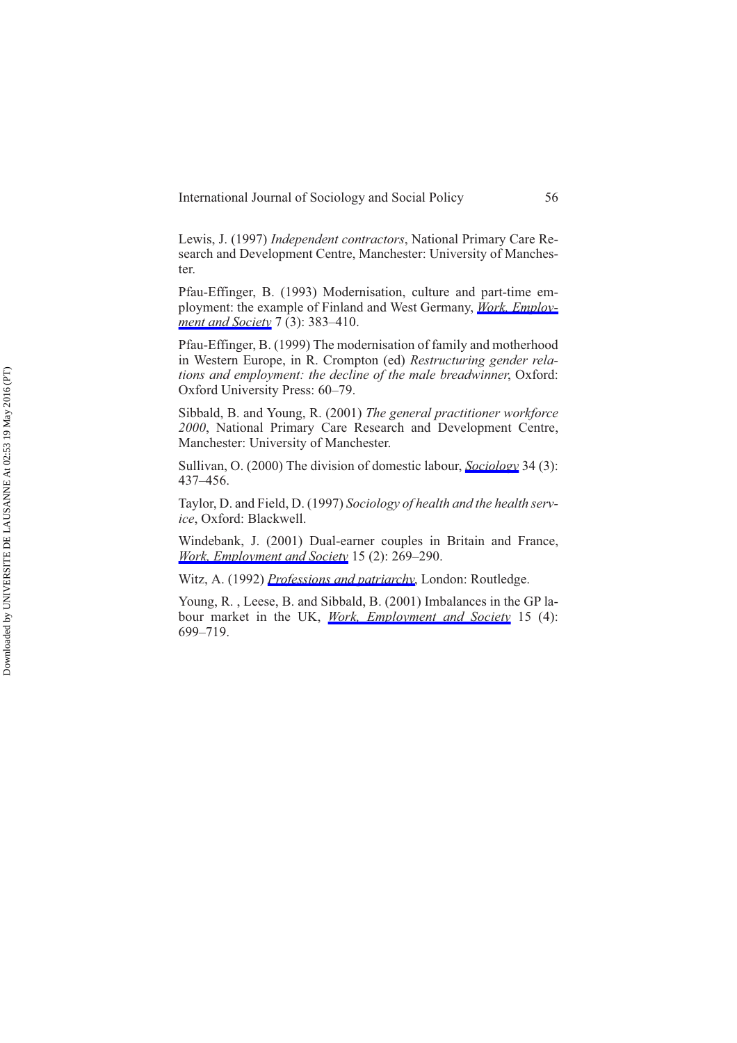Lewis, J. (1997) *Independent contractors*, National Primary Care Research and Development Centre, Manchester: University of Manchester.

Pfau-Effinger, B. (1993) Modernisation, culture and part-time employment: the example of Finland and West Germany, *Work, Employment and Society* 7 (3): 383–410.

Pfau-Effinger, B. (1999) The modernisation of family and motherhood in Western Europe, in R. Crompton (ed) *Restructuring gender relations and employment: the decline of the male breadwinner*, Oxford: Oxford University Press: 60–79.

Sibbald, B. and Young, R. (2001) *The general practitioner workforce 2000*, National Primary Care Research and Development Centre, Manchester: University of Manchester.

Sullivan, O. (2000) The division of domestic labour, *Sociology* 34 (3): 437–456.

Taylor, D. and Field, D. (1997) *Sociology of health and the health service*, Oxford: Blackwell.

Windebank, J. (2001) Dual-earner couples in Britain and France, *Work, Employment and Society* 15 (2): 269–290.

Witz, A. (1992) *Professions and patriarchy*, London: Routledge.

Young, R. , Leese, B. and Sibbald, B. (2001) Imbalances in the GP labour market in the UK, *Work, Employment and Society* 15 (4): 699–719.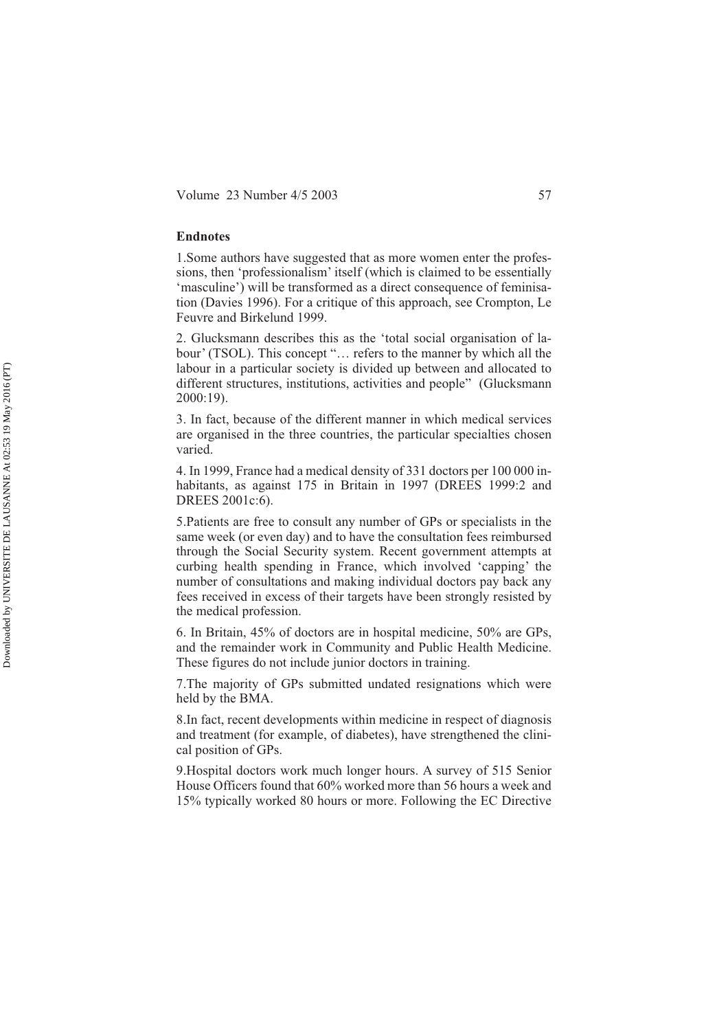**Endnotes**

1.Some authors have suggested that as more women enter the professions, then 'professionalism' itself (which is claimed to be essentially 'masculine') will be transformed as a direct consequence of feminisation (Davies 1996). For a critique of this approach, see Crompton, Le Feuvre and Birkelund 1999.

2. Glucksmann describes this as the 'total social organisation of labour' (TSOL). This concept "… refers to the manner by which all the labour in a particular society is divided up between and allocated to different structures, institutions, activities and people" (Glucksmann 2000:19).

3. In fact, because of the different manner in which medical services are organised in the three countries, the particular specialties chosen varied.

4. In 1999, France had a medical density of 331 doctors per 100 000 inhabitants, as against 175 in Britain in 1997 (DREES 1999:2 and DREES 2001c:6).

5.Patients are free to consult any number of GPs or specialists in the same week (or even day) and to have the consultation fees reimbursed through the Social Security system. Recent government attempts at curbing health spending in France, which involved 'capping' the number of consultations and making individual doctors pay back any fees received in excess of their targets have been strongly resisted by the medical profession.

6. In Britain, 45% of doctors are in hospital medicine, 50% are GPs, and the remainder work in Community and Public Health Medicine. These figures do not include junior doctors in training.

7.The majority of GPs submitted undated resignations which were held by the BMA.

8.In fact, recent developments within medicine in respect of diagnosis and treatment (for example, of diabetes), have strengthened the clinical position of GPs.

9.Hospital doctors work much longer hours. A survey of 515 Senior House Officers found that 60% worked more than 56 hours a week and 15% typically worked 80 hours or more. Following the EC Directive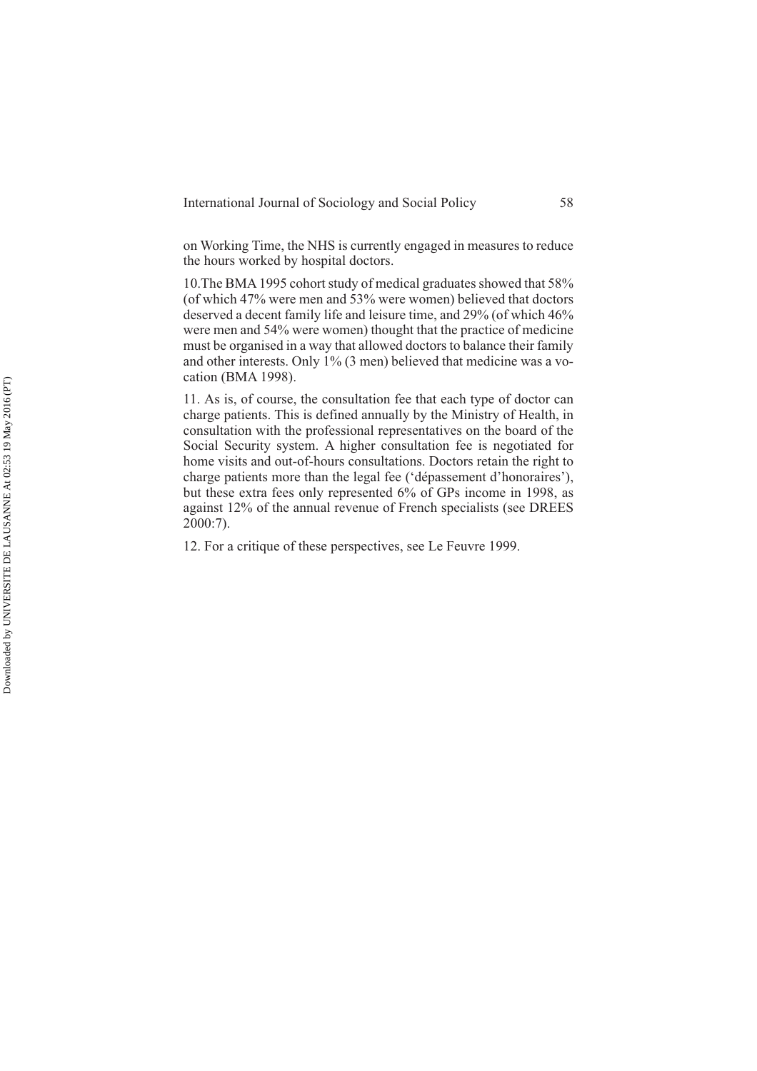on Working Time, the NHS is currently engaged in measures to reduce the hours worked by hospital doctors.

10.The BMA 1995 cohort study of medical graduates showed that 58% (of which 47% were men and 53% were women) believed that doctors deserved a decent family life and leisure time, and 29% (of which 46% were men and 54% were women) thought that the practice of medicine must be organised in a way that allowed doctors to balance their family and other interests. Only 1% (3 men) believed that medicine was a vocation (BMA 1998).

11. As is, of course, the consultation fee that each type of doctor can charge patients. This is defined annually by the Ministry of Health, in consultation with the professional representatives on the board of the Social Security system. A higher consultation fee is negotiated for home visits and out-of-hours consultations. Doctors retain the right to charge patients more than the legal fee ('dépassement d'honoraires'), but these extra fees only represented 6% of GPs income in 1998, as against 12% of the annual revenue of French specialists (see DREES 2000:7).

12. For a critique of these perspectives, see Le Feuvre 1999.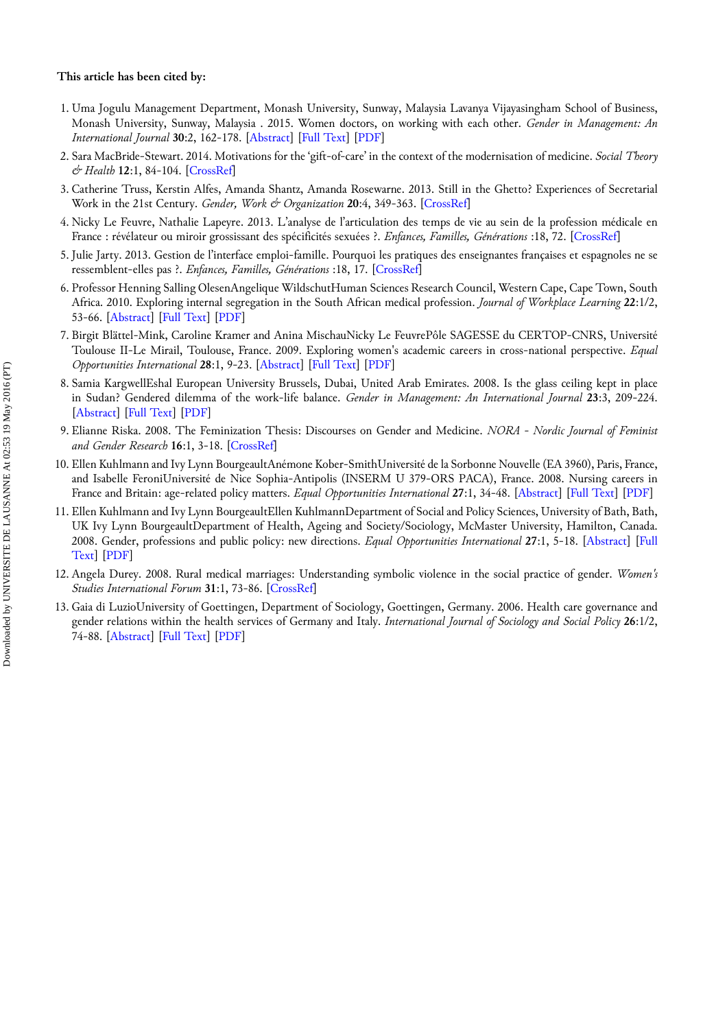**This article has been cited by:**

1. Uma Jogulu Management Department, Monash University, Sunway, Malaysia Lavanya Vijayasingham School of Business, Monash University, Sunway, Malaysia . 2015. Women doctors, on working with each other. *Gender in Management: An International Journal* **30**:2, 162-178. [Abstract] [Full Text] [PDF]
2. Sara MacBride-Stewart. 2014. Motivations for the 'gift-of-care' in the context of the modernisation of medicine. *Social Theory & Health* **12**:1, 84-104. [CrossRef]
3. Catherine Truss, Kerstin Alfes, Amanda Shantz, Amanda Rosewarne. 2013. Still in the Ghetto? Experiences of Secretarial Work in the 21st Century. *Gender, Work & Organization* **20**:4, 349-363. [CrossRef]
4. Nicky Le Feuvre, Nathalie Lapeyre. 2013. L'analyse de l'articulation des temps de vie au sein de la profession médicale en France : révélateur ou miroir grossissant des spécificités sexuées ?. *Enfances, Familles, Générations* :18, 72. [CrossRef]
5. Julie Jarty. 2013. Gestion de l'interface emploi-famille. Pourquoi les pratiques des enseignantes françaises et espagnoles ne se ressemblent-elles pas ?. *Enfances, Familles, Générations* :18, 17. [CrossRef]
6. Professor Henning Salling OlesenAngelique WildschutHuman Sciences Research Council, Western Cape, Cape Town, South Africa. 2010. Exploring internal segregation in the South African medical profession. *Journal of Workplace Learning* **22**:1/2, 53-66. [Abstract] [Full Text] [PDF]
7. Birgit Blättel-Mink, Caroline Kramer and Anina MischauNicky Le FeuvrePôle SAGESSE du CERTOP-CNRS, Université Toulouse II-Le Mirail, Toulouse, France. 2009. Exploring women's academic careers in cross-national perspective. *Equal Opportunities International* **28**:1, 9-23. [Abstract] [Full Text] [PDF]
8. Samia KargwellEshal European University Brussels, Dubai, United Arab Emirates. 2008. Is the glass ceiling kept in place in Sudan? Gendered dilemma of the work-life balance. *Gender in Management: An International Journal* **23**:3, 209-224. [Abstract] [Full Text] [PDF]
9. Elianne Riska. 2008. The Feminization Thesis: Discourses on Gender and Medicine. *NORA - Nordic Journal of Feminist and Gender Research* **16**:1, 3-18. [CrossRef]
10. Ellen Kuhlmann and Ivy Lynn BourgeaultAnémone Kober-SmithUniversité de la Sorbonne Nouvelle (EA 3960), Paris, France, and Isabelle FeroniUniversité de Nice Sophia-Antipolis (INSERM U 379-ORS PACA), France. 2008. Nursing careers in France and Britain: age-related policy matters. *Equal Opportunities International* **27**:1, 34-48. [Abstract] [Full Text] [PDF]
11. Ellen Kuhlmann and Ivy Lynn BourgeaultEllen KuhlmannDepartment of Social and Policy Sciences, University of Bath, Bath, UK Ivy Lynn BourgeaultDepartment of Health, Ageing and Society/Sociology, McMaster University, Hamilton, Canada. 2008. Gender, professions and public policy: new directions. *Equal Opportunities International* **27**:1, 5-18. [Abstract] [Full Text] [PDF]
12. Angela Durey. 2008. Rural medical marriages: Understanding symbolic violence in the social practice of gender. *Women's Studies International Forum* **31**:1, 73-86. [CrossRef]
13. Gaia di LuzioUniversity of Goettingen, Department of Sociology, Goettingen, Germany. 2006. Health care governance and gender relations within the health services of Germany and Italy. *International Journal of Sociology and Social Policy* **26**:1/2, 74-88. [Abstract] [Full Text] [PDF]